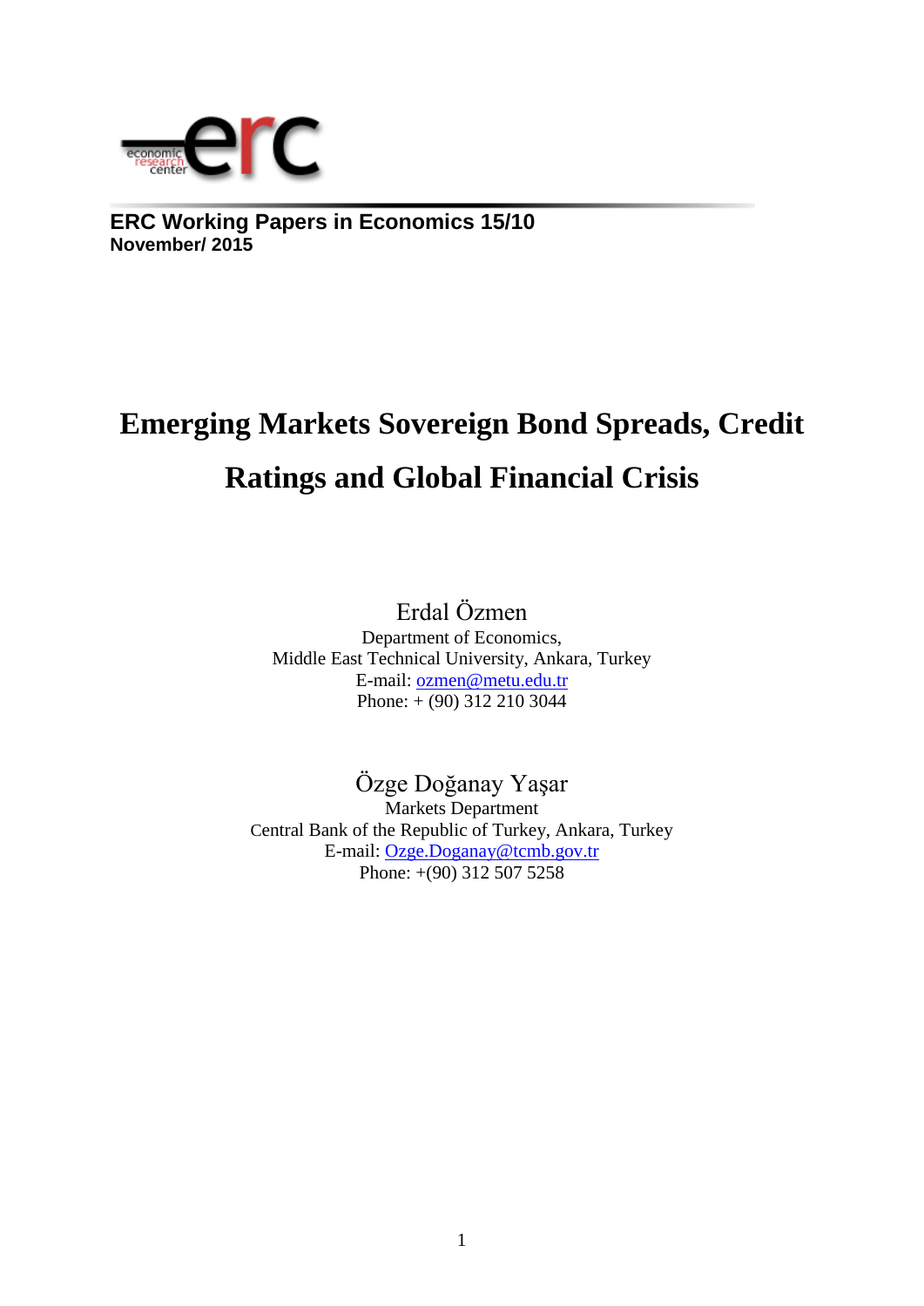**ERC Working Papers in Economics 15/10**
**November/ 2015**

# Emerging Markets Sovereign Bond Spreads, Credit Ratings and Global Financial Crisis

Erdal Özmen
Department of Economics,
Middle East Technical University, Ankara, Turkey
E-mail: ozmen@metu.edu.tr
Phone: + (90) 312 210 3044

Özge Doğanay Yaşar
Markets Department
Central Bank of the Republic of Turkey, Ankara, Turkey
E-mail: Ozge.Doganay@tcmb.gov.tr
Phone: +(90) 312 507 5258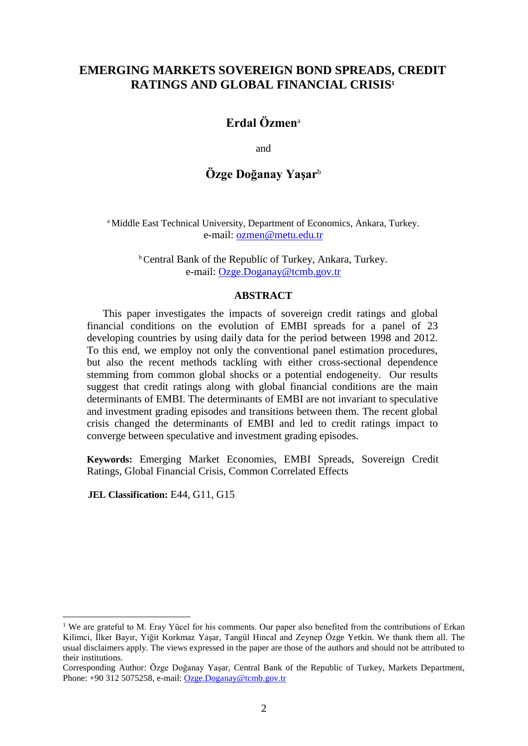# EMERGING MARKETS SOVEREIGN BOND SPREADS, CREDIT RATINGS AND GLOBAL FINANCIAL CRISIS[1]

**Erdal Özmen**[a]

and

**Özge Doğanay Yaşar**[b]

[a] Middle East Technical University, Department of Economics, Ankara, Turkey.
e-mail: ozmen@metu.edu.tr

[b] Central Bank of the Republic of Turkey, Ankara, Turkey.
e-mail: Ozge.Doganay@tcmb.gov.tr

## ABSTRACT

This paper investigates the impacts of sovereign credit ratings and global financial conditions on the evolution of EMBI spreads for a panel of 23 developing countries by using daily data for the period between 1998 and 2012. To this end, we employ not only the conventional panel estimation procedures, but also the recent methods tackling with either cross-sectional dependence stemming from common global shocks or a potential endogeneity. Our results suggest that credit ratings along with global financial conditions are the main determinants of EMBI. The determinants of EMBI are not invariant to speculative and investment grading episodes and transitions between them. The recent global crisis changed the determinants of EMBI and led to credit ratings impact to converge between speculative and investment grading episodes.

**Keywords:** Emerging Market Economies, EMBI Spreads, Sovereign Credit Ratings, Global Financial Crisis, Common Correlated Effects

**JEL Classification:** E44, G11, G15

[1] We are grateful to M. Eray Yücel for his comments. Our paper also benefited from the contributions of Erkan Kilimci, İlker Bayır, Yiğit Korkmaz Yaşar, Tangül Hincal and Zeynep Özge Yetkin. We thank them all. The usual disclaimers apply. The views expressed in the paper are those of the authors and should not be attributed to their institutions.
Corresponding Author: Özge Doğanay Yaşar, Central Bank of the Republic of Turkey, Markets Department, Phone: +90 312 5075258, e-mail: Ozge.Doganay@tcmb.gov.tr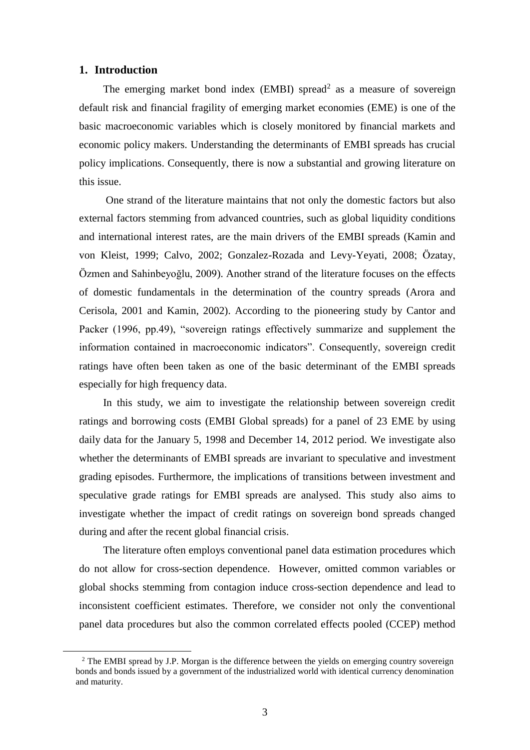## 1. Introduction

The emerging market bond index (EMBI) spread[2] as a measure of sovereign default risk and financial fragility of emerging market economies (EME) is one of the basic macroeconomic variables which is closely monitored by financial markets and economic policy makers. Understanding the determinants of EMBI spreads has crucial policy implications. Consequently, there is now a substantial and growing literature on this issue.

One strand of the literature maintains that not only the domestic factors but also external factors stemming from advanced countries, such as global liquidity conditions and international interest rates, are the main drivers of the EMBI spreads (Kamin and von Kleist, 1999; Calvo, 2002; Gonzalez-Rozada and Levy-Yeyati, 2008; Özatay, Özmen and Sahinbeyoğlu, 2009). Another strand of the literature focuses on the effects of domestic fundamentals in the determination of the country spreads (Arora and Cerisola, 2001 and Kamin, 2002). According to the pioneering study by Cantor and Packer (1996, pp.49), "sovereign ratings effectively summarize and supplement the information contained in macroeconomic indicators". Consequently, sovereign credit ratings have often been taken as one of the basic determinant of the EMBI spreads especially for high frequency data.

In this study, we aim to investigate the relationship between sovereign credit ratings and borrowing costs (EMBI Global spreads) for a panel of 23 EME by using daily data for the January 5, 1998 and December 14, 2012 period. We investigate also whether the determinants of EMBI spreads are invariant to speculative and investment grading episodes. Furthermore, the implications of transitions between investment and speculative grade ratings for EMBI spreads are analysed. This study also aims to investigate whether the impact of credit ratings on sovereign bond spreads changed during and after the recent global financial crisis.

The literature often employs conventional panel data estimation procedures which do not allow for cross-section dependence. However, omitted common variables or global shocks stemming from contagion induce cross-section dependence and lead to inconsistent coefficient estimates. Therefore, we consider not only the conventional panel data procedures but also the common correlated effects pooled (CCEP) method

[2] The EMBI spread by J.P. Morgan is the difference between the yields on emerging country sovereign bonds and bonds issued by a government of the industrialized world with identical currency denomination and maturity.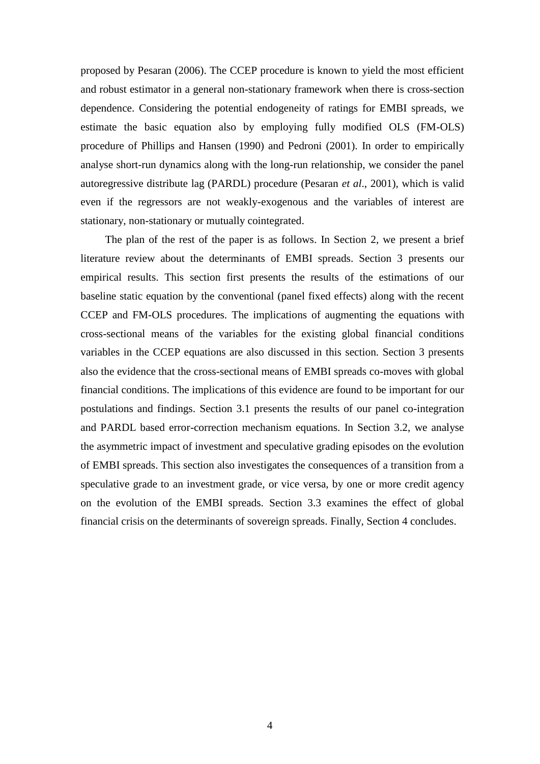proposed by Pesaran (2006). The CCEP procedure is known to yield the most efficient and robust estimator in a general non-stationary framework when there is cross-section dependence. Considering the potential endogeneity of ratings for EMBI spreads, we estimate the basic equation also by employing fully modified OLS (FM-OLS) procedure of Phillips and Hansen (1990) and Pedroni (2001). In order to empirically analyse short-run dynamics along with the long-run relationship, we consider the panel autoregressive distribute lag (PARDL) procedure (Pesaran *et al*., 2001), which is valid even if the regressors are not weakly-exogenous and the variables of interest are stationary, non-stationary or mutually cointegrated.

The plan of the rest of the paper is as follows. In Section 2, we present a brief literature review about the determinants of EMBI spreads. Section 3 presents our empirical results. This section first presents the results of the estimations of our baseline static equation by the conventional (panel fixed effects) along with the recent CCEP and FM-OLS procedures. The implications of augmenting the equations with cross-sectional means of the variables for the existing global financial conditions variables in the CCEP equations are also discussed in this section. Section 3 presents also the evidence that the cross-sectional means of EMBI spreads co-moves with global financial conditions. The implications of this evidence are found to be important for our postulations and findings. Section 3.1 presents the results of our panel co-integration and PARDL based error-correction mechanism equations. In Section 3.2, we analyse the asymmetric impact of investment and speculative grading episodes on the evolution of EMBI spreads. This section also investigates the consequences of a transition from a speculative grade to an investment grade, or vice versa, by one or more credit agency on the evolution of the EMBI spreads. Section 3.3 examines the effect of global financial crisis on the determinants of sovereign spreads. Finally, Section 4 concludes.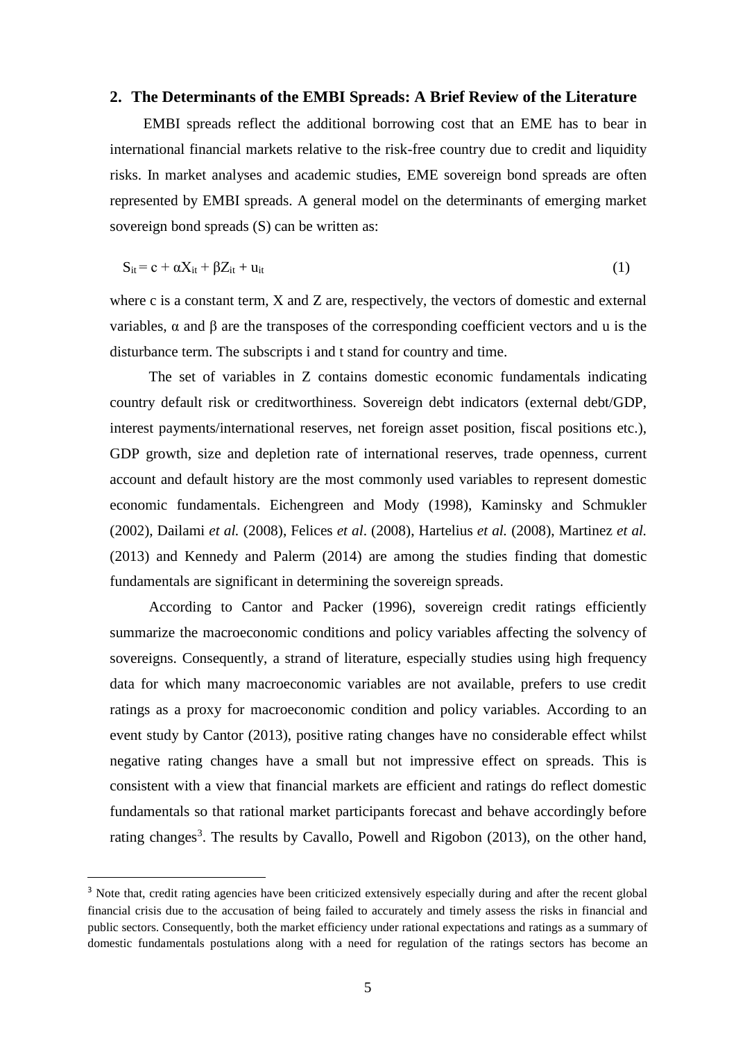## 2. The Determinants of the EMBI Spreads: A Brief Review of the Literature

EMBI spreads reflect the additional borrowing cost that an EME has to bear in international financial markets relative to the risk-free country due to credit and liquidity risks. In market analyses and academic studies, EME sovereign bond spreads are often represented by EMBI spreads. A general model on the determinants of emerging market sovereign bond spreads (S) can be written as:

$$S_{it} = c + \alpha X_{it} + \beta Z_{it} + u_{it} \tag{1}$$

where c is a constant term, X and Z are, respectively, the vectors of domestic and external variables, α and β are the transposes of the corresponding coefficient vectors and u is the disturbance term. The subscripts i and t stand for country and time.

The set of variables in Z contains domestic economic fundamentals indicating country default risk or creditworthiness. Sovereign debt indicators (external debt/GDP, interest payments/international reserves, net foreign asset position, fiscal positions etc.), GDP growth, size and depletion rate of international reserves, trade openness, current account and default history are the most commonly used variables to represent domestic economic fundamentals. Eichengreen and Mody (1998), Kaminsky and Schmukler (2002), Dailami *et al.* (2008), Felices *et al*. (2008), Hartelius *et al.* (2008), Martinez *et al.* (2013) and Kennedy and Palerm (2014) are among the studies finding that domestic fundamentals are significant in determining the sovereign spreads.

According to Cantor and Packer (1996), sovereign credit ratings efficiently summarize the macroeconomic conditions and policy variables affecting the solvency of sovereigns. Consequently, a strand of literature, especially studies using high frequency data for which many macroeconomic variables are not available, prefers to use credit ratings as a proxy for macroeconomic condition and policy variables. According to an event study by Cantor (2013), positive rating changes have no considerable effect whilst negative rating changes have a small but not impressive effect on spreads. This is consistent with a view that financial markets are efficient and ratings do reflect domestic fundamentals so that rational market participants forecast and behave accordingly before rating changes[3]. The results by Cavallo, Powell and Rigobon (2013), on the other hand,

[3] Note that, credit rating agencies have been criticized extensively especially during and after the recent global financial crisis due to the accusation of being failed to accurately and timely assess the risks in financial and public sectors. Consequently, both the market efficiency under rational expectations and ratings as a summary of domestic fundamentals postulations along with a need for regulation of the ratings sectors has become an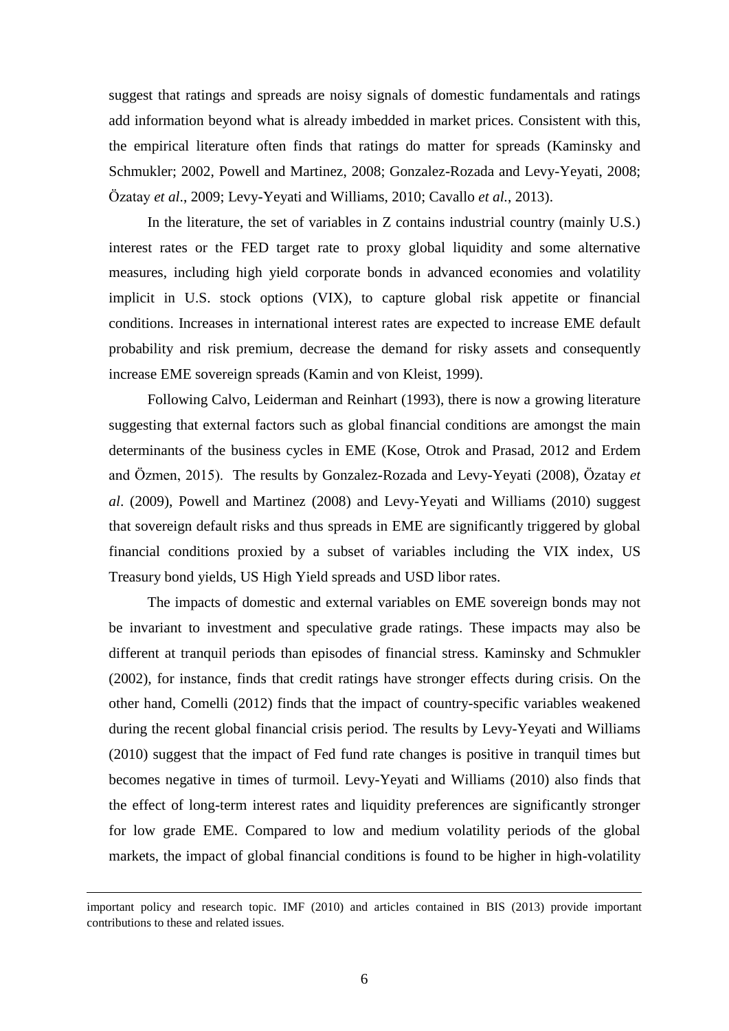suggest that ratings and spreads are noisy signals of domestic fundamentals and ratings add information beyond what is already imbedded in market prices. Consistent with this, the empirical literature often finds that ratings do matter for spreads (Kaminsky and Schmukler; 2002, Powell and Martinez, 2008; Gonzalez-Rozada and Levy-Yeyati, 2008; Özatay *et al*., 2009; Levy-Yeyati and Williams, 2010; Cavallo *et al.*, 2013).

In the literature, the set of variables in Z contains industrial country (mainly U.S.) interest rates or the FED target rate to proxy global liquidity and some alternative measures, including high yield corporate bonds in advanced economies and volatility implicit in U.S. stock options (VIX), to capture global risk appetite or financial conditions. Increases in international interest rates are expected to increase EME default probability and risk premium, decrease the demand for risky assets and consequently increase EME sovereign spreads (Kamin and von Kleist, 1999).

Following Calvo, Leiderman and Reinhart (1993), there is now a growing literature suggesting that external factors such as global financial conditions are amongst the main determinants of the business cycles in EME (Kose, Otrok and Prasad, 2012 and Erdem and Özmen, 2015). The results by Gonzalez-Rozada and Levy-Yeyati (2008), Özatay *et al*. (2009), Powell and Martinez (2008) and Levy-Yeyati and Williams (2010) suggest that sovereign default risks and thus spreads in EME are significantly triggered by global financial conditions proxied by a subset of variables including the VIX index, US Treasury bond yields, US High Yield spreads and USD libor rates.

The impacts of domestic and external variables on EME sovereign bonds may not be invariant to investment and speculative grade ratings. These impacts may also be different at tranquil periods than episodes of financial stress. Kaminsky and Schmukler (2002), for instance, finds that credit ratings have stronger effects during crisis. On the other hand, Comelli (2012) finds that the impact of country-specific variables weakened during the recent global financial crisis period. The results by Levy-Yeyati and Williams (2010) suggest that the impact of Fed fund rate changes is positive in tranquil times but becomes negative in times of turmoil. Levy-Yeyati and Williams (2010) also finds that the effect of long-term interest rates and liquidity preferences are significantly stronger for low grade EME. Compared to low and medium volatility periods of the global markets, the impact of global financial conditions is found to be higher in high-volatility

important policy and research topic. IMF (2010) and articles contained in BIS (2013) provide important contributions to these and related issues.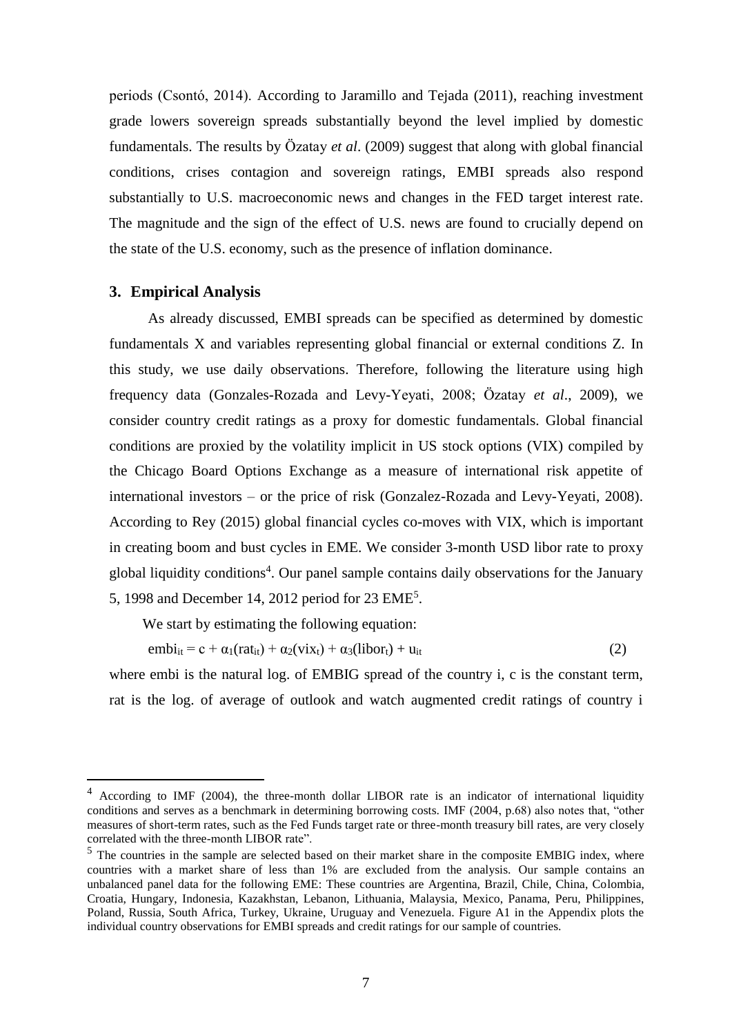periods (Csontó, 2014). According to Jaramillo and Tejada (2011), reaching investment grade lowers sovereign spreads substantially beyond the level implied by domestic fundamentals. The results by Özatay *et al*. (2009) suggest that along with global financial conditions, crises contagion and sovereign ratings, EMBI spreads also respond substantially to U.S. macroeconomic news and changes in the FED target interest rate. The magnitude and the sign of the effect of U.S. news are found to crucially depend on the state of the U.S. economy, such as the presence of inflation dominance.

## 3. Empirical Analysis

As already discussed, EMBI spreads can be specified as determined by domestic fundamentals X and variables representing global financial or external conditions Z. In this study, we use daily observations. Therefore, following the literature using high frequency data (Gonzales-Rozada and Levy-Yeyati, 2008; Özatay *et al*., 2009), we consider country credit ratings as a proxy for domestic fundamentals. Global financial conditions are proxied by the volatility implicit in US stock options (VIX) compiled by the Chicago Board Options Exchange as a measure of international risk appetite of international investors – or the price of risk (Gonzalez-Rozada and Levy-Yeyati, 2008). According to Rey (2015) global financial cycles co-moves with VIX, which is important in creating boom and bust cycles in EME. We consider 3-month USD libor rate to proxy global liquidity conditions[4]. Our panel sample contains daily observations for the January 5, 1998 and December 14, 2012 period for 23 EME[5].

We start by estimating the following equation:

$$embi_{it} = c + \alpha_1(rat_{it}) + \alpha_2(vix_t) + \alpha_3(libor_t) + u_{it} \tag{2}$$

where embi is the natural log. of EMBIG spread of the country i, c is the constant term, rat is the log. of average of outlook and watch augmented credit ratings of country i

[4] According to IMF (2004), the three-month dollar LIBOR rate is an indicator of international liquidity conditions and serves as a benchmark in determining borrowing costs. IMF (2004, p.68) also notes that, "other measures of short-term rates, such as the Fed Funds target rate or three-month treasury bill rates, are very closely correlated with the three-month LIBOR rate".

[5] The countries in the sample are selected based on their market share in the composite EMBIG index, where countries with a market share of less than 1% are excluded from the analysis. Our sample contains an unbalanced panel data for the following EME: These countries are Argentina, Brazil, Chile, China, Colombia, Croatia, Hungary, Indonesia, Kazakhstan, Lebanon, Lithuania, Malaysia, Mexico, Panama, Peru, Philippines, Poland, Russia, South Africa, Turkey, Ukraine, Uruguay and Venezuela. Figure A1 in the Appendix plots the individual country observations for EMBI spreads and credit ratings for our sample of countries.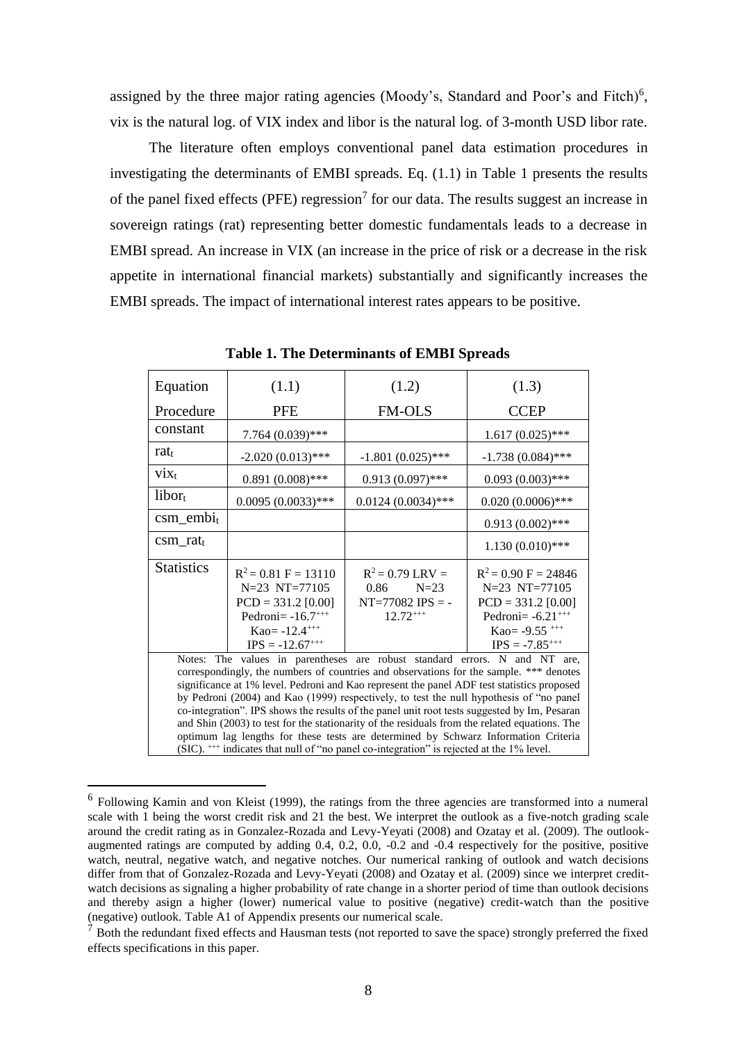assigned by the three major rating agencies (Moody's, Standard and Poor's and Fitch)[6], vix is the natural log. of VIX index and libor is the natural log. of 3-month USD libor rate.

The literature often employs conventional panel data estimation procedures in investigating the determinants of EMBI spreads. Eq. (1.1) in Table 1 presents the results of the panel fixed effects (PFE) regression[7] for our data. The results suggest an increase in sovereign ratings (rat) representing better domestic fundamentals leads to a decrease in EMBI spread. An increase in VIX (an increase in the price of risk or a decrease in the risk appetite in international financial markets) substantially and significantly increases the EMBI spreads. The impact of international interest rates appears to be positive.

**Table 1. The Determinants of EMBI Spreads**

| Equation | (1.1) | (1.2) | (1.3) |
|---|---|---|---|
| Procedure | PFE | FM-OLS | CCEP |
| constant | 7.764 (0.039)*** | | 1.617 (0.025)*** |
| $rat_t$ | -2.020 (0.013)*** | -1.801 (0.025)*** | -1.738 (0.084)*** |
| $vix_t$ | 0.891 (0.008)*** | 0.913 (0.097)*** | 0.093 (0.003)*** |
| $libor_t$ | 0.0095 (0.0033)*** | 0.0124 (0.0034)*** | 0.020 (0.0006)*** |
| $csm\_embi_t$ | | | 0.913 (0.002)*** |
| $csm\_rat_t$ | | | 1.130 (0.010)*** |
| Statistics | $R^2$ = 0.81 F = 13110 N=23 NT=77105 PCD = 331.2 [0.00] Pedroni= -16.7$^{+++}$ Kao= -12.4$^{+++}$ IPS = -12.67$^{+++}$ | $R^2$ = 0.79 LRV = 0.86 N=23 NT=77082 IPS = -12.72$^{+++}$ | $R^2$ = 0.90 F = 24846 N=23 NT=77105 PCD = 331.2 [0.00] Pedroni= -6.21$^{+++}$ Kao= -9.55 $^{+++}$ IPS = -7.85$^{+++}$ |

Notes: The values in parentheses are robust standard errors. N and NT are, correspondingly, the numbers of countries and observations for the sample. *** denotes significance at 1% level. Pedroni and Kao represent the panel ADF test statistics proposed by Pedroni (2004) and Kao (1999) respectively, to test the null hypothesis of "no panel co-integration". IPS shows the results of the panel unit root tests suggested by Im, Pesaran and Shin (2003) to test for the stationarity of the residuals from the related equations. The optimum lag lengths for these tests are determined by Schwarz Information Criteria (SIC). $^{+++}$ indicates that null of "no panel co-integration" is rejected at the 1% level.

[6] Following Kamin and von Kleist (1999), the ratings from the three agencies are transformed into a numeral scale with 1 being the worst credit risk and 21 the best. We interpret the outlook as a five-notch grading scale around the credit rating as in Gonzalez-Rozada and Levy-Yeyati (2008) and Ozatay et al. (2009). The outlook-augmented ratings are computed by adding 0.4, 0.2, 0.0, -0.2 and -0.4 respectively for the positive, positive watch, neutral, negative watch, and negative notches. Our numerical ranking of outlook and watch decisions differ from that of Gonzalez-Rozada and Levy-Yeyati (2008) and Ozatay et al. (2009) since we interpret credit-watch decisions as signaling a higher probability of rate change in a shorter period of time than outlook decisions and thereby asign a higher (lower) numerical value to positive (negative) credit-watch than the positive (negative) outlook. Table A1 of Appendix presents our numerical scale.

[7] Both the redundant fixed effects and Hausman tests (not reported to save the space) strongly preferred the fixed effects specifications in this paper.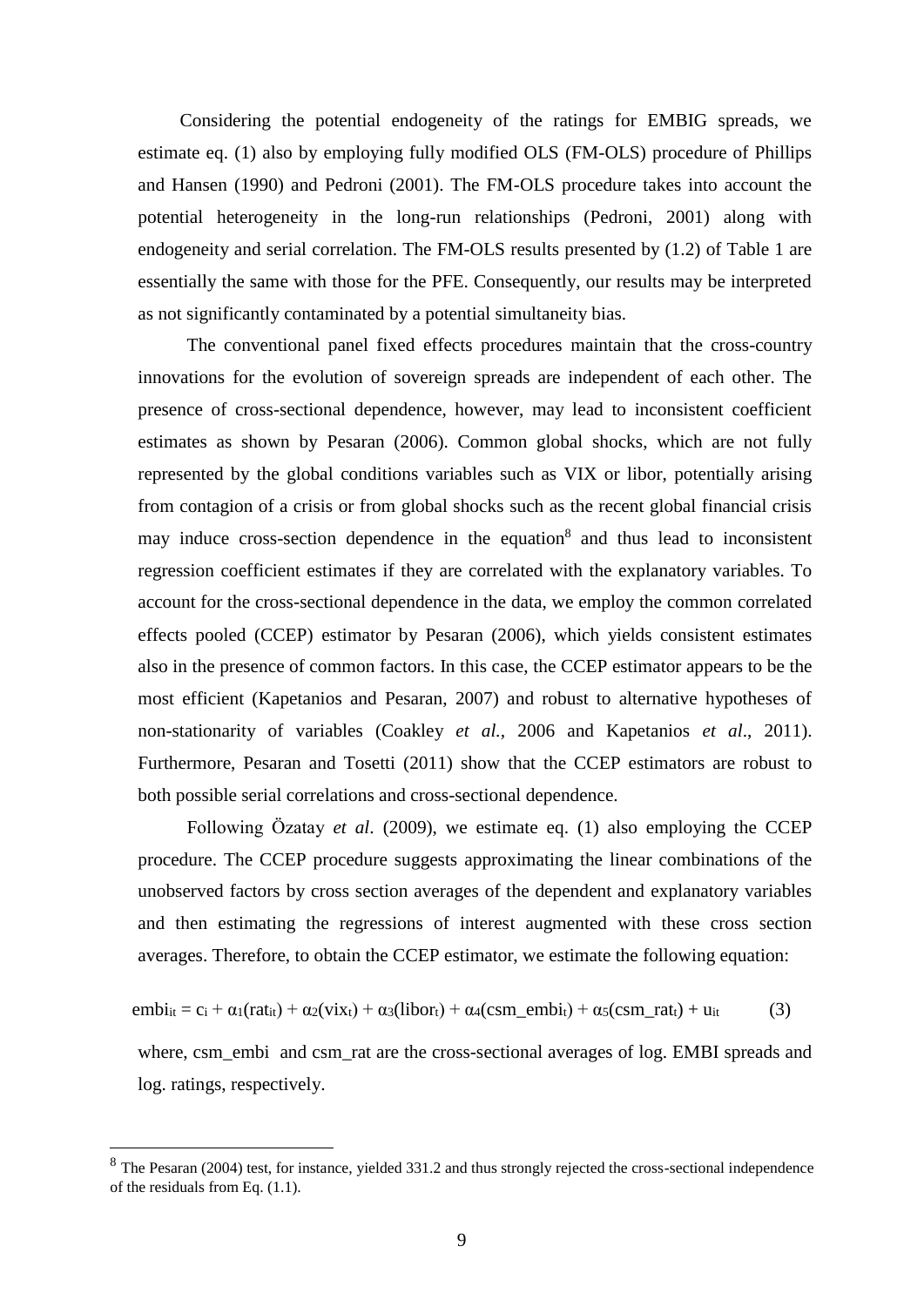Considering the potential endogeneity of the ratings for EMBIG spreads, we estimate eq. (1) also by employing fully modified OLS (FM-OLS) procedure of Phillips and Hansen (1990) and Pedroni (2001). The FM-OLS procedure takes into account the potential heterogeneity in the long-run relationships (Pedroni, 2001) along with endogeneity and serial correlation. The FM-OLS results presented by (1.2) of Table 1 are essentially the same with those for the PFE. Consequently, our results may be interpreted as not significantly contaminated by a potential simultaneity bias.

The conventional panel fixed effects procedures maintain that the cross-country innovations for the evolution of sovereign spreads are independent of each other. The presence of cross-sectional dependence, however, may lead to inconsistent coefficient estimates as shown by Pesaran (2006). Common global shocks, which are not fully represented by the global conditions variables such as VIX or libor, potentially arising from contagion of a crisis or from global shocks such as the recent global financial crisis may induce cross-section dependence in the equation[8] and thus lead to inconsistent regression coefficient estimates if they are correlated with the explanatory variables. To account for the cross-sectional dependence in the data, we employ the common correlated effects pooled (CCEP) estimator by Pesaran (2006), which yields consistent estimates also in the presence of common factors. In this case, the CCEP estimator appears to be the most efficient (Kapetanios and Pesaran, 2007) and robust to alternative hypotheses of non-stationarity of variables (Coakley *et al.,* 2006 and Kapetanios *et al*., 2011). Furthermore, Pesaran and Tosetti (2011) show that the CCEP estimators are robust to both possible serial correlations and cross-sectional dependence.

Following Özatay *et al*. (2009), we estimate eq. (1) also employing the CCEP procedure. The CCEP procedure suggests approximating the linear combinations of the unobserved factors by cross section averages of the dependent and explanatory variables and then estimating the regressions of interest augmented with these cross section averages. Therefore, to obtain the CCEP estimator, we estimate the following equation:

$$embi_{it} = c_i + \alpha_1(rat_{it}) + \alpha_2(vix_t) + \alpha_3(libor_t) + \alpha_4(csm\_embi_t) + \alpha_5(csm\_rat_t) + u_{it} \qquad (3)$$

where, csm_embi and csm_rat are the cross-sectional averages of log. EMBI spreads and log. ratings, respectively.

[8] The Pesaran (2004) test, for instance, yielded 331.2 and thus strongly rejected the cross-sectional independence of the residuals from Eq. (1.1).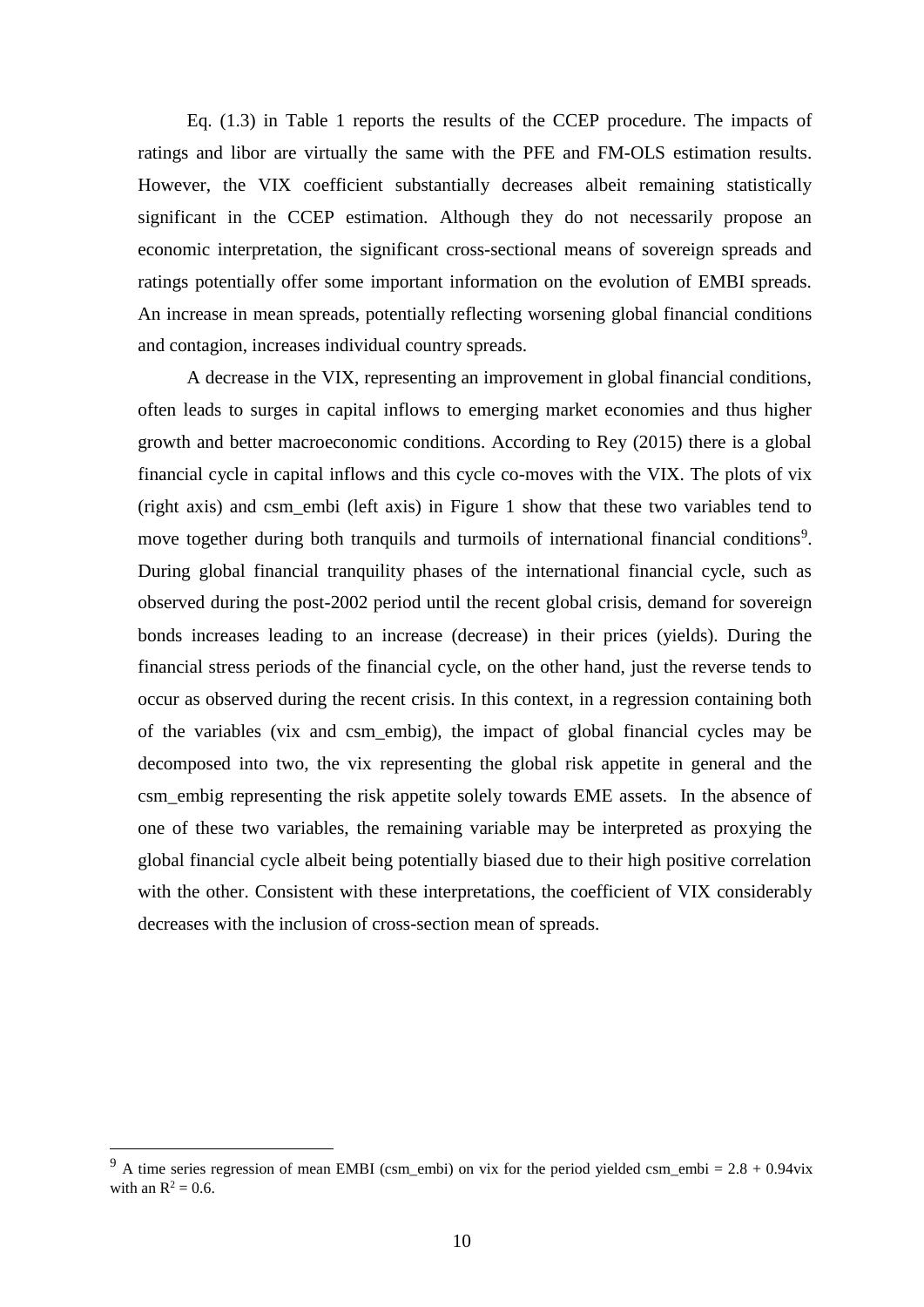Eq. (1.3) in Table 1 reports the results of the CCEP procedure. The impacts of ratings and libor are virtually the same with the PFE and FM-OLS estimation results. However, the VIX coefficient substantially decreases albeit remaining statistically significant in the CCEP estimation. Although they do not necessarily propose an economic interpretation, the significant cross-sectional means of sovereign spreads and ratings potentially offer some important information on the evolution of EMBI spreads. An increase in mean spreads, potentially reflecting worsening global financial conditions and contagion, increases individual country spreads.

A decrease in the VIX, representing an improvement in global financial conditions, often leads to surges in capital inflows to emerging market economies and thus higher growth and better macroeconomic conditions. According to Rey (2015) there is a global financial cycle in capital inflows and this cycle co-moves with the VIX. The plots of vix (right axis) and csm_embi (left axis) in Figure 1 show that these two variables tend to move together during both tranquils and turmoils of international financial conditions[9]. During global financial tranquility phases of the international financial cycle, such as observed during the post-2002 period until the recent global crisis, demand for sovereign bonds increases leading to an increase (decrease) in their prices (yields). During the financial stress periods of the financial cycle, on the other hand, just the reverse tends to occur as observed during the recent crisis. In this context, in a regression containing both of the variables (vix and csm_embig), the impact of global financial cycles may be decomposed into two, the vix representing the global risk appetite in general and the csm_embig representing the risk appetite solely towards EME assets. In the absence of one of these two variables, the remaining variable may be interpreted as proxying the global financial cycle albeit being potentially biased due to their high positive correlation with the other. Consistent with these interpretations, the coefficient of VIX considerably decreases with the inclusion of cross-section mean of spreads.

[9] A time series regression of mean EMBI (csm_embi) on vix for the period yielded csm_embi = 2.8 + 0.94vix with an $R^2 = 0.6$.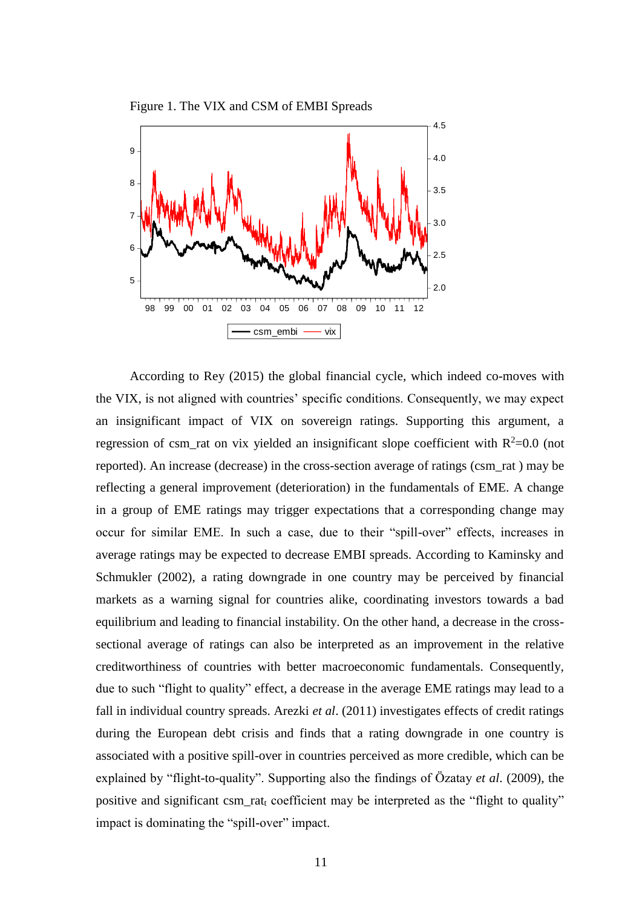Figure 1. The VIX and CSM of EMBI Spreads

According to Rey (2015) the global financial cycle, which indeed co-moves with the VIX, is not aligned with countries' specific conditions. Consequently, we may expect an insignificant impact of VIX on sovereign ratings. Supporting this argument, a regression of csm_rat on vix yielded an insignificant slope coefficient with $R^2$=0.0 (not reported). An increase (decrease) in the cross-section average of ratings (csm_rat ) may be reflecting a general improvement (deterioration) in the fundamentals of EME. A change in a group of EME ratings may trigger expectations that a corresponding change may occur for similar EME. In such a case, due to their "spill-over" effects, increases in average ratings may be expected to decrease EMBI spreads. According to Kaminsky and Schmukler (2002), a rating downgrade in one country may be perceived by financial markets as a warning signal for countries alike, coordinating investors towards a bad equilibrium and leading to financial instability. On the other hand, a decrease in the cross-sectional average of ratings can also be interpreted as an improvement in the relative creditworthiness of countries with better macroeconomic fundamentals. Consequently, due to such "flight to quality" effect, a decrease in the average EME ratings may lead to a fall in individual country spreads. Arezki *et al*. (2011) investigates effects of credit ratings during the European debt crisis and finds that a rating downgrade in one country is associated with a positive spill-over in countries perceived as more credible, which can be explained by "flight-to-quality". Supporting also the findings of Özatay *et al*. (2009), the positive and significant $csm\_rat_t$ coefficient may be interpreted as the "flight to quality" impact is dominating the "spill-over" impact.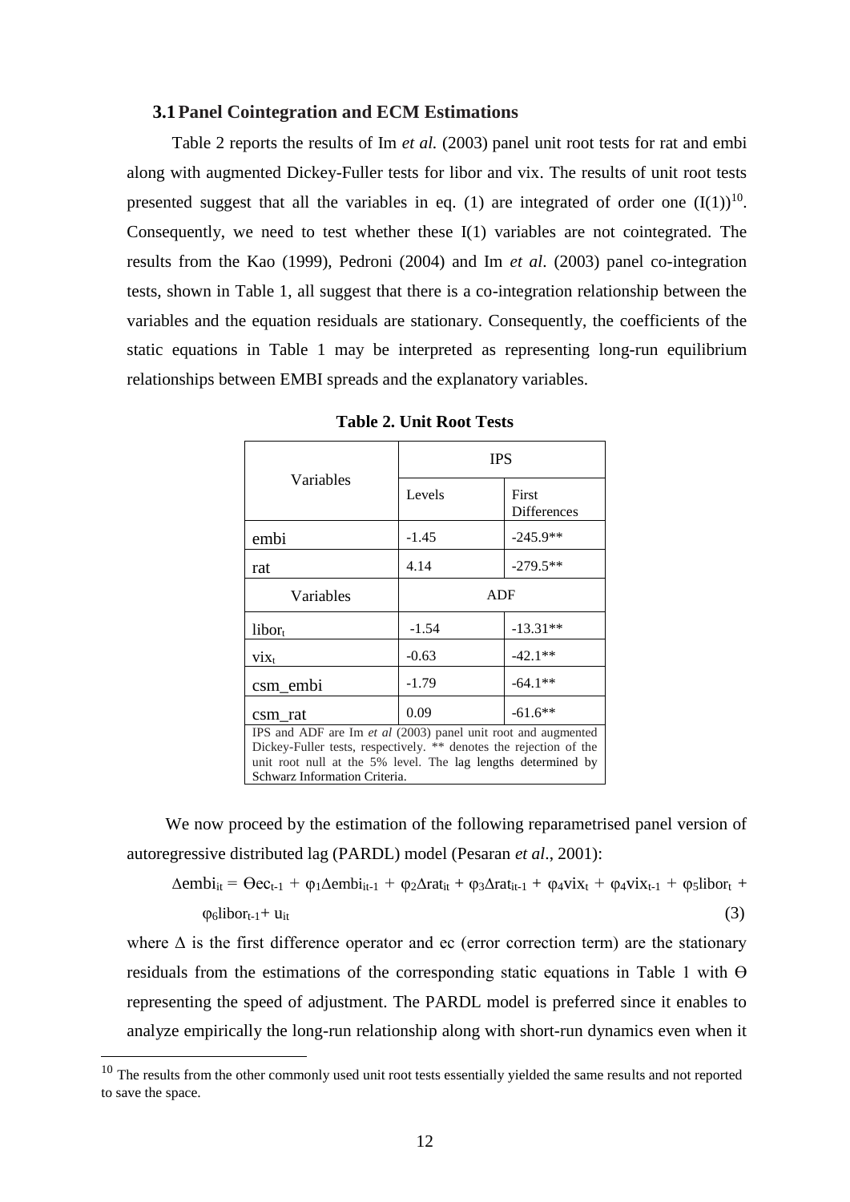### 3.1 Panel Cointegration and ECM Estimations

Table 2 reports the results of Im *et al.* (2003) panel unit root tests for rat and embi along with augmented Dickey-Fuller tests for libor and vix. The results of unit root tests presented suggest that all the variables in eq. (1) are integrated of order one (I(1))[10]. Consequently, we need to test whether these I(1) variables are not cointegrated. The results from the Kao (1999), Pedroni (2004) and Im *et al*. (2003) panel co-integration tests, shown in Table 1, all suggest that there is a co-integration relationship between the variables and the equation residuals are stationary. Consequently, the coefficients of the static equations in Table 1 may be interpreted as representing long-run equilibrium relationships between EMBI spreads and the explanatory variables.

**Table 2. Unit Root Tests**

| Variables | IPS | |
|---|---|---|
| | Levels | First Differences |
| embi | -1.45 | -245.9** |
| rat | 4.14 | -279.5** |
| Variables | ADF | |
| $libor_t$ | -1.54 | -13.31** |
| $vix_t$ | -0.63 | -42.1** |
| csm_embi | -1.79 | -64.1** |
| csm_rat | 0.09 | -61.6** |

IPS and ADF are Im *et al* (2003) panel unit root and augmented Dickey-Fuller tests, respectively. ** denotes the rejection of the unit root null at the 5% level. The lag lengths determined by Schwarz Information Criteria.

We now proceed by the estimation of the following reparametrised panel version of autoregressive distributed lag (PARDL) model (Pesaran *et al*., 2001):

$$\Delta embi_{it} = \Theta ec_{t-1} + \varphi_1 \Delta embi_{it-1} + \varphi_2 \Delta rat_{it} + \varphi_3 \Delta rat_{it-1} + \varphi_4 vix_t + \varphi_4 vix_{t-1} + \varphi_5 libor_t + \varphi_6 libor_{t-1} + u_{it} \quad (3)$$

where $\Delta$ is the first difference operator and ec (error correction term) are the stationary residuals from the estimations of the corresponding static equations in Table 1 with $\Theta$ representing the speed of adjustment. The PARDL model is preferred since it enables to analyze empirically the long-run relationship along with short-run dynamics even when it

[10] The results from the other commonly used unit root tests essentially yielded the same results and not reported to save the space.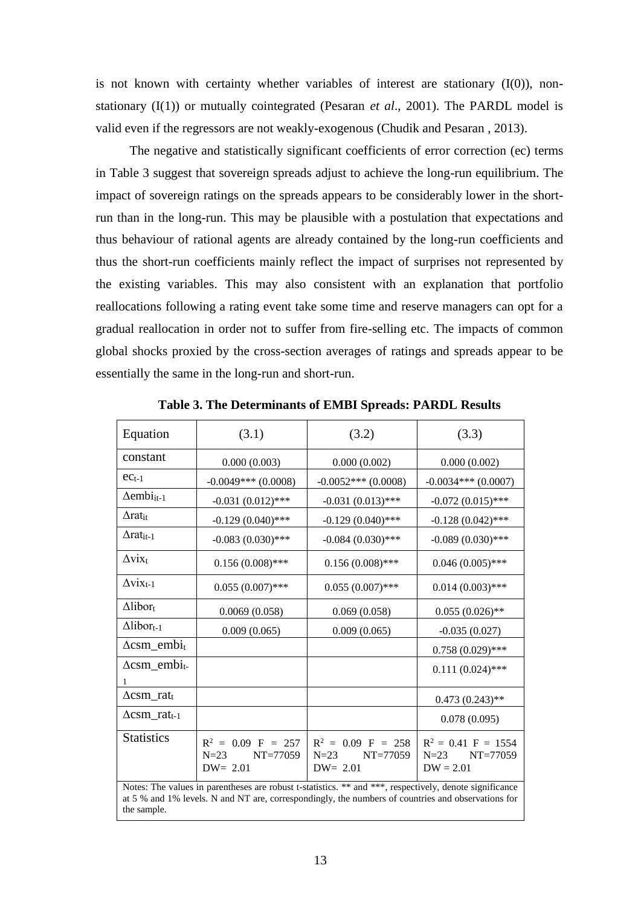is not known with certainty whether variables of interest are stationary (I(0)), non-stationary (I(1)) or mutually cointegrated (Pesaran *et al*., 2001). The PARDL model is valid even if the regressors are not weakly-exogenous (Chudik and Pesaran , 2013).

The negative and statistically significant coefficients of error correction (ec) terms in Table 3 suggest that sovereign spreads adjust to achieve the long-run equilibrium. The impact of sovereign ratings on the spreads appears to be considerably lower in the short-run than in the long-run. This may be plausible with a postulation that expectations and thus behaviour of rational agents are already contained by the long-run coefficients and thus the short-run coefficients mainly reflect the impact of surprises not represented by the existing variables. This may also consistent with an explanation that portfolio reallocations following a rating event take some time and reserve managers can opt for a gradual reallocation in order not to suffer from fire-selling etc. The impacts of common global shocks proxied by the cross-section averages of ratings and spreads appear to be essentially the same in the long-run and short-run.

**Table 3. The Determinants of EMBI Spreads: PARDL Results**

| Equation | (3.1) | (3.2) | (3.3) |
|---|---|---|---|
| constant | 0.000 (0.003) | 0.000 (0.002) | 0.000 (0.002) |
| $ec_{t-1}$ | -0.0049*** (0.0008) | -0.0052*** (0.0008) | -0.0034*** (0.0007) |
| $\Delta embi_{it-1}$ | -0.031 (0.012)*** | -0.031 (0.013)*** | -0.072 (0.015)*** |
| $\Delta rat_{it}$ | -0.129 (0.040)*** | -0.129 (0.040)*** | -0.128 (0.042)*** |
| $\Delta rat_{it-1}$ | -0.083 (0.030)*** | -0.084 (0.030)*** | -0.089 (0.030)*** |
| $\Delta vix_t$ | 0.156 (0.008)*** | 0.156 (0.008)*** | 0.046 (0.005)*** |
| $\Delta vix_{t-1}$ | 0.055 (0.007)*** | 0.055 (0.007)*** | 0.014 (0.003)*** |
| $\Delta libor_t$ | 0.0069 (0.058) | 0.069 (0.058) | 0.055 (0.026)** |
| $\Delta libor_{t-1}$ | 0.009 (0.065) | 0.009 (0.065) | -0.035 (0.027) |
| $\Delta csm\_embi_t$ | | | 0.758 (0.029)*** |
| $\Delta csm\_embi_{t-1}$ | | | 0.111 (0.024)*** |
| $\Delta csm\_rat_t$ | | | 0.473 (0.243)** |
| $\Delta csm\_rat_{t-1}$ | | | 0.078 (0.095) |
| Statistics | $R^2$ = 0.09 F = 257 N=23 NT=77059 DW= 2.01 | $R^2$ = 0.09 F = 258 N=23 NT=77059 DW= 2.01 | $R^2$ = 0.41 F = 1554 N=23 NT=77059 DW = 2.01 |

Notes: The values in parentheses are robust t-statistics. ** and ***, respectively, denote significance at 5 % and 1% levels. N and NT are, correspondingly, the numbers of countries and observations for the sample.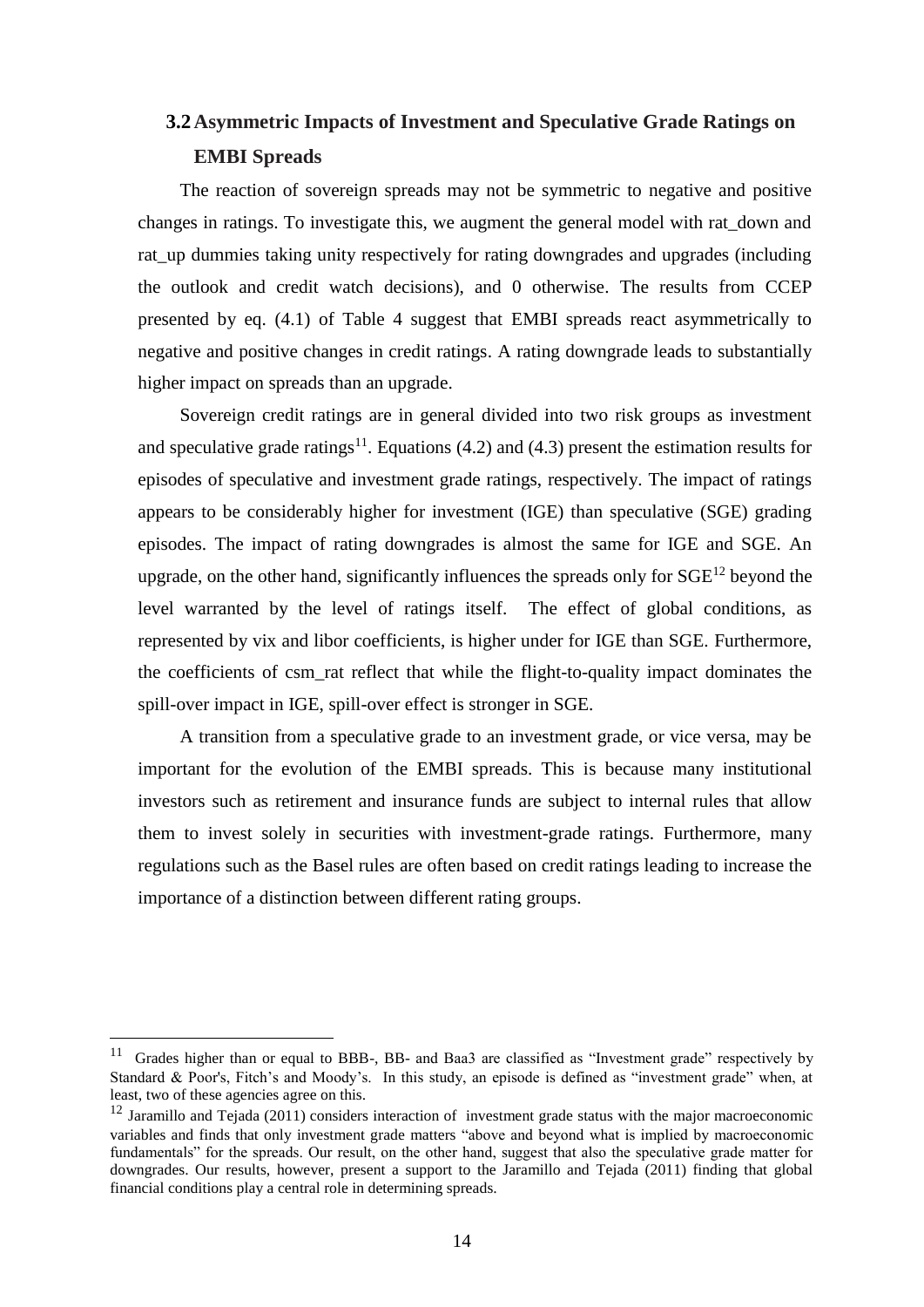### 3.2 Asymmetric Impacts of Investment and Speculative Grade Ratings on EMBI Spreads

The reaction of sovereign spreads may not be symmetric to negative and positive changes in ratings. To investigate this, we augment the general model with rat_down and rat_up dummies taking unity respectively for rating downgrades and upgrades (including the outlook and credit watch decisions), and 0 otherwise. The results from CCEP presented by eq. (4.1) of Table 4 suggest that EMBI spreads react asymmetrically to negative and positive changes in credit ratings. A rating downgrade leads to substantially higher impact on spreads than an upgrade.

Sovereign credit ratings are in general divided into two risk groups as investment and speculative grade ratings[11]. Equations (4.2) and (4.3) present the estimation results for episodes of speculative and investment grade ratings, respectively. The impact of ratings appears to be considerably higher for investment (IGE) than speculative (SGE) grading episodes. The impact of rating downgrades is almost the same for IGE and SGE. An upgrade, on the other hand, significantly influences the spreads only for SGE[12] beyond the level warranted by the level of ratings itself. The effect of global conditions, as represented by vix and libor coefficients, is higher under for IGE than SGE. Furthermore, the coefficients of csm_rat reflect that while the flight-to-quality impact dominates the spill-over impact in IGE, spill-over effect is stronger in SGE.

A transition from a speculative grade to an investment grade, or vice versa, may be important for the evolution of the EMBI spreads. This is because many institutional investors such as retirement and insurance funds are subject to internal rules that allow them to invest solely in securities with investment-grade ratings. Furthermore, many regulations such as the Basel rules are often based on credit ratings leading to increase the importance of a distinction between different rating groups.

---

[11] Grades higher than or equal to BBB-, BB- and Baa3 are classified as "Investment grade" respectively by Standard & Poor's, Fitch's and Moody's. In this study, an episode is defined as "investment grade" when, at least, two of these agencies agree on this.

[12] Jaramillo and Tejada (2011) considers interaction of investment grade status with the major macroeconomic variables and finds that only investment grade matters "above and beyond what is implied by macroeconomic fundamentals" for the spreads. Our result, on the other hand, suggest that also the speculative grade matter for downgrades. Our results, however, present a support to the Jaramillo and Tejada (2011) finding that global financial conditions play a central role in determining spreads.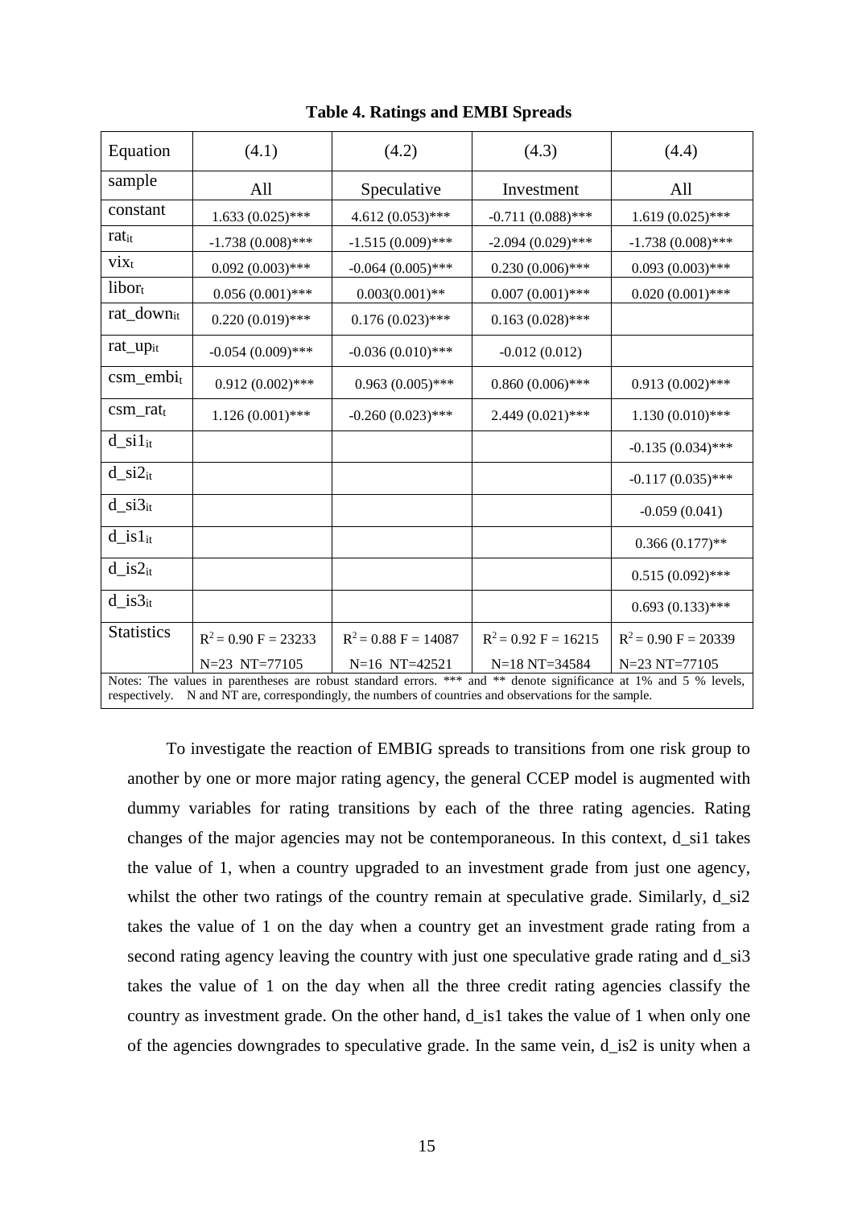**Table 4. Ratings and EMBI Spreads**

| Equation | (4.1) | (4.2) | (4.3) | (4.4) |
|---|---|---|---|---|
| sample | All | Speculative | Investment | All |
| constant | 1.633 (0.025)*** | 4.612 (0.053)*** | -0.711 (0.088)*** | 1.619 (0.025)*** |
| $rat_{it}$ | -1.738 (0.008)*** | -1.515 (0.009)*** | -2.094 (0.029)*** | -1.738 (0.008)*** |
| $vix_t$ | 0.092 (0.003)*** | -0.064 (0.005)*** | 0.230 (0.006)*** | 0.093 (0.003)*** |
| $libor_t$ | 0.056 (0.001)*** | 0.003(0.001)** | 0.007 (0.001)*** | 0.020 (0.001)*** |
| $rat\_down_{it}$ | 0.220 (0.019)*** | 0.176 (0.023)*** | 0.163 (0.028)*** | |
| $rat\_up_{it}$ | -0.054 (0.009)*** | -0.036 (0.010)*** | -0.012 (0.012) | |
| $csm\_embi_t$ | 0.912 (0.002)*** | 0.963 (0.005)*** | 0.860 (0.006)*** | 0.913 (0.002)*** |
| $csm\_rat_t$ | 1.126 (0.001)*** | -0.260 (0.023)*** | 2.449 (0.021)*** | 1.130 (0.010)*** |
| $d\_si1_{it}$ | | | | -0.135 (0.034)*** |
| $d\_si2_{it}$ | | | | -0.117 (0.035)*** |
| $d\_si3_{it}$ | | | | -0.059 (0.041) |
| $d\_is1_{it}$ | | | | 0.366 (0.177)** |
| $d\_is2_{it}$ | | | | 0.515 (0.092)*** |
| $d\_is3_{it}$ | | | | 0.693 (0.133)*** |
| Statistics | $R^2 = 0.90$ F = 23233 N=23 NT=77105 | $R^2 = 0.88$ F = 14087 N=16 NT=42521 | $R^2 = 0.92$ F = 16215 N=18 NT=34584 | $R^2 = 0.90$ F = 20339 N=23 NT=77105 |

Notes: The values in parentheses are robust standard errors. *** and ** denote significance at 1% and 5 % levels, respectively. N and NT are, correspondingly, the numbers of countries and observations for the sample.

To investigate the reaction of EMBIG spreads to transitions from one risk group to another by one or more major rating agency, the general CCEP model is augmented with dummy variables for rating transitions by each of the three rating agencies. Rating changes of the major agencies may not be contemporaneous. In this context, d_si1 takes the value of 1, when a country upgraded to an investment grade from just one agency, whilst the other two ratings of the country remain at speculative grade. Similarly, d_si2 takes the value of 1 on the day when a country get an investment grade rating from a second rating agency leaving the country with just one speculative grade rating and d_si3 takes the value of 1 on the day when all the three credit rating agencies classify the country as investment grade. On the other hand, d_is1 takes the value of 1 when only one of the agencies downgrades to speculative grade. In the same vein, d_is2 is unity when a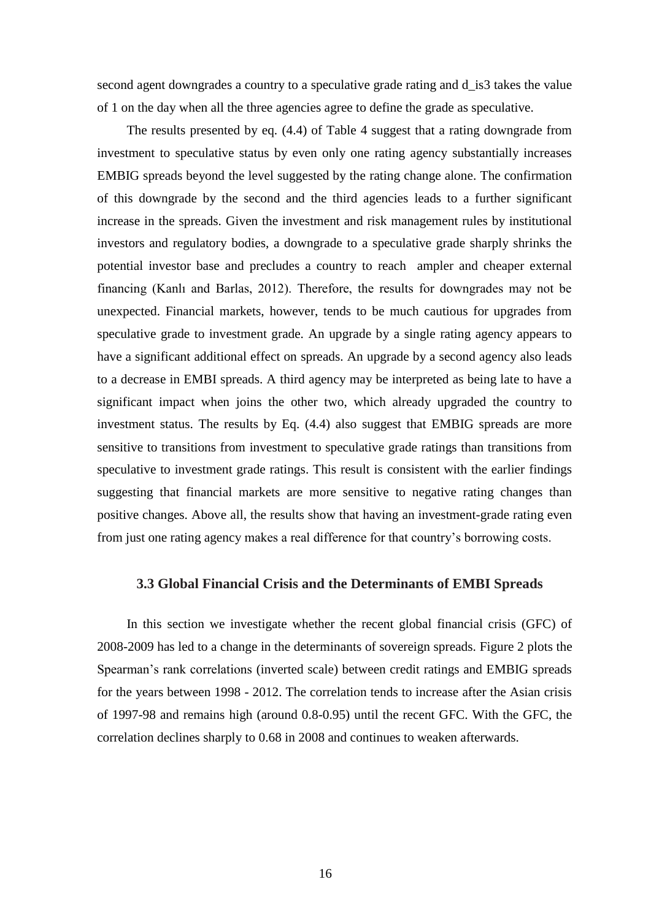second agent downgrades a country to a speculative grade rating and d_is3 takes the value of 1 on the day when all the three agencies agree to define the grade as speculative.

The results presented by eq. (4.4) of Table 4 suggest that a rating downgrade from investment to speculative status by even only one rating agency substantially increases EMBIG spreads beyond the level suggested by the rating change alone. The confirmation of this downgrade by the second and the third agencies leads to a further significant increase in the spreads. Given the investment and risk management rules by institutional investors and regulatory bodies, a downgrade to a speculative grade sharply shrinks the potential investor base and precludes a country to reach ampler and cheaper external financing (Kanlı and Barlas, 2012). Therefore, the results for downgrades may not be unexpected. Financial markets, however, tends to be much cautious for upgrades from speculative grade to investment grade. An upgrade by a single rating agency appears to have a significant additional effect on spreads. An upgrade by a second agency also leads to a decrease in EMBI spreads. A third agency may be interpreted as being late to have a significant impact when joins the other two, which already upgraded the country to investment status. The results by Eq. (4.4) also suggest that EMBIG spreads are more sensitive to transitions from investment to speculative grade ratings than transitions from speculative to investment grade ratings. This result is consistent with the earlier findings suggesting that financial markets are more sensitive to negative rating changes than positive changes. Above all, the results show that having an investment-grade rating even from just one rating agency makes a real difference for that country's borrowing costs.

### 3.3 Global Financial Crisis and the Determinants of EMBI Spreads

In this section we investigate whether the recent global financial crisis (GFC) of 2008-2009 has led to a change in the determinants of sovereign spreads. Figure 2 plots the Spearman's rank correlations (inverted scale) between credit ratings and EMBIG spreads for the years between 1998 - 2012. The correlation tends to increase after the Asian crisis of 1997-98 and remains high (around 0.8-0.95) until the recent GFC. With the GFC, the correlation declines sharply to 0.68 in 2008 and continues to weaken afterwards.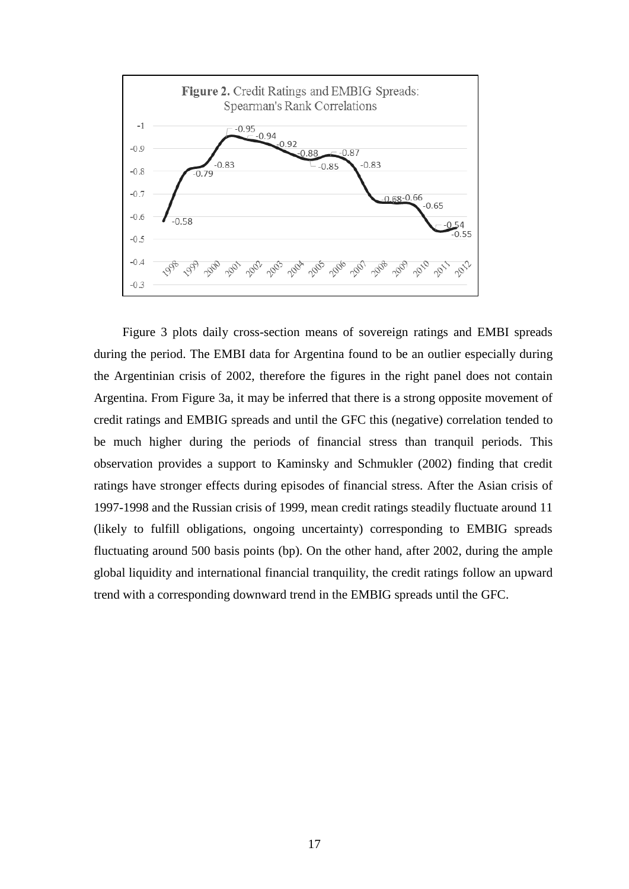**Figure 2.** Credit Ratings and EMBIG Spreads: Spearman's Rank Correlations

Figure 3 plots daily cross-section means of sovereign ratings and EMBI spreads during the period. The EMBI data for Argentina found to be an outlier especially during the Argentinian crisis of 2002, therefore the figures in the right panel does not contain Argentina. From Figure 3a, it may be inferred that there is a strong opposite movement of credit ratings and EMBIG spreads and until the GFC this (negative) correlation tended to be much higher during the periods of financial stress than tranquil periods. This observation provides a support to Kaminsky and Schmukler (2002) finding that credit ratings have stronger effects during episodes of financial stress. After the Asian crisis of 1997-1998 and the Russian crisis of 1999, mean credit ratings steadily fluctuate around 11 (likely to fulfill obligations, ongoing uncertainty) corresponding to EMBIG spreads fluctuating around 500 basis points (bp). On the other hand, after 2002, during the ample global liquidity and international financial tranquility, the credit ratings follow an upward trend with a corresponding downward trend in the EMBIG spreads until the GFC.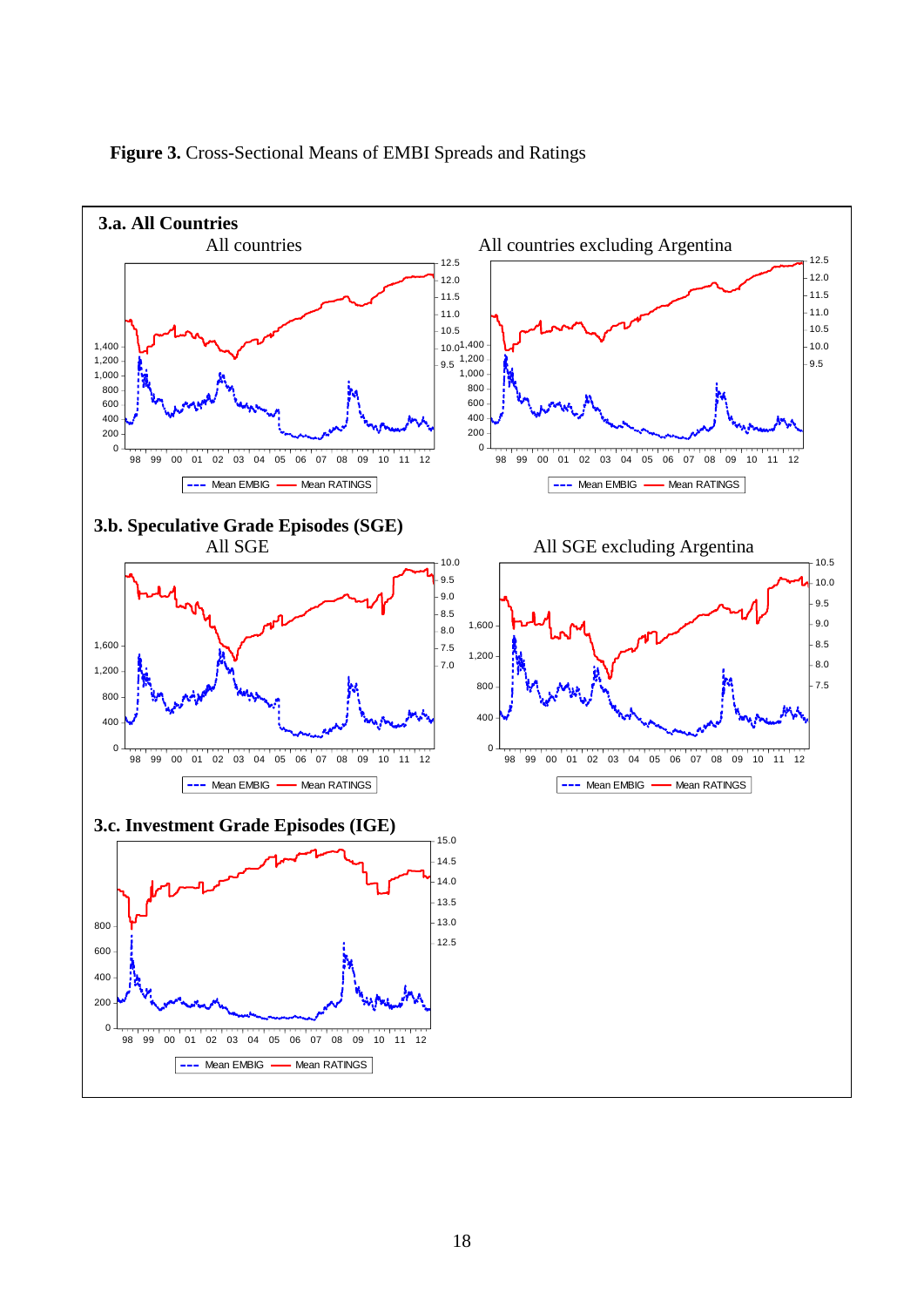**Figure 3.** Cross-Sectional Means of EMBI Spreads and Ratings

### 3.a. All Countries

All countries

All countries excluding Argentina

### 3.b. Speculative Grade Episodes (SGE)

All SGE

All SGE excluding Argentina

### 3.c. Investment Grade Episodes (IGE)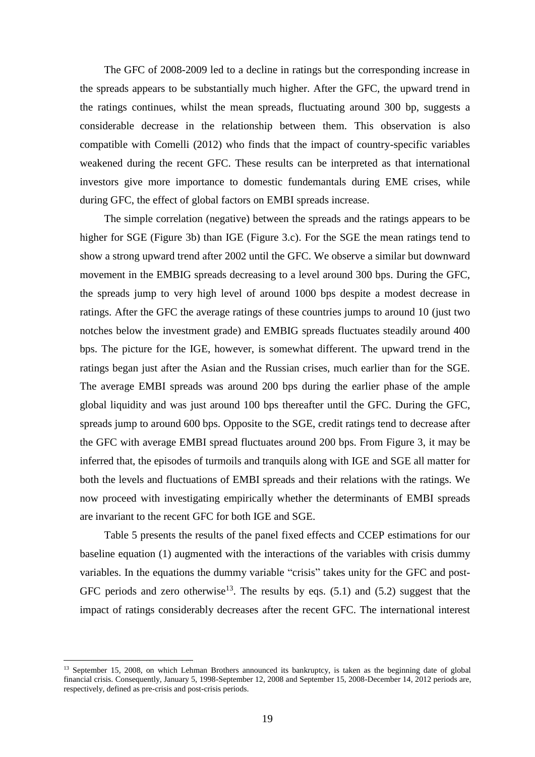The GFC of 2008-2009 led to a decline in ratings but the corresponding increase in the spreads appears to be substantially much higher. After the GFC, the upward trend in the ratings continues, whilst the mean spreads, fluctuating around 300 bp, suggests a considerable decrease in the relationship between them. This observation is also compatible with Comelli (2012) who finds that the impact of country-specific variables weakened during the recent GFC. These results can be interpreted as that international investors give more importance to domestic fundemantals during EME crises, while during GFC, the effect of global factors on EMBI spreads increase.

The simple correlation (negative) between the spreads and the ratings appears to be higher for SGE (Figure 3b) than IGE (Figure 3.c). For the SGE the mean ratings tend to show a strong upward trend after 2002 until the GFC. We observe a similar but downward movement in the EMBIG spreads decreasing to a level around 300 bps. During the GFC, the spreads jump to very high level of around 1000 bps despite a modest decrease in ratings. After the GFC the average ratings of these countries jumps to around 10 (just two notches below the investment grade) and EMBIG spreads fluctuates steadily around 400 bps. The picture for the IGE, however, is somewhat different. The upward trend in the ratings began just after the Asian and the Russian crises, much earlier than for the SGE. The average EMBI spreads was around 200 bps during the earlier phase of the ample global liquidity and was just around 100 bps thereafter until the GFC. During the GFC, spreads jump to around 600 bps. Opposite to the SGE, credit ratings tend to decrease after the GFC with average EMBI spread fluctuates around 200 bps. From Figure 3, it may be inferred that, the episodes of turmoils and tranquils along with IGE and SGE all matter for both the levels and fluctuations of EMBI spreads and their relations with the ratings. We now proceed with investigating empirically whether the determinants of EMBI spreads are invariant to the recent GFC for both IGE and SGE.

Table 5 presents the results of the panel fixed effects and CCEP estimations for our baseline equation (1) augmented with the interactions of the variables with crisis dummy variables. In the equations the dummy variable "crisis" takes unity for the GFC and post-GFC periods and zero otherwise[13]. The results by eqs. (5.1) and (5.2) suggest that the impact of ratings considerably decreases after the recent GFC. The international interest

[13] September 15, 2008, on which Lehman Brothers announced its bankruptcy, is taken as the beginning date of global financial crisis. Consequently, January 5, 1998-September 12, 2008 and September 15, 2008-December 14, 2012 periods are, respectively, defined as pre-crisis and post-crisis periods.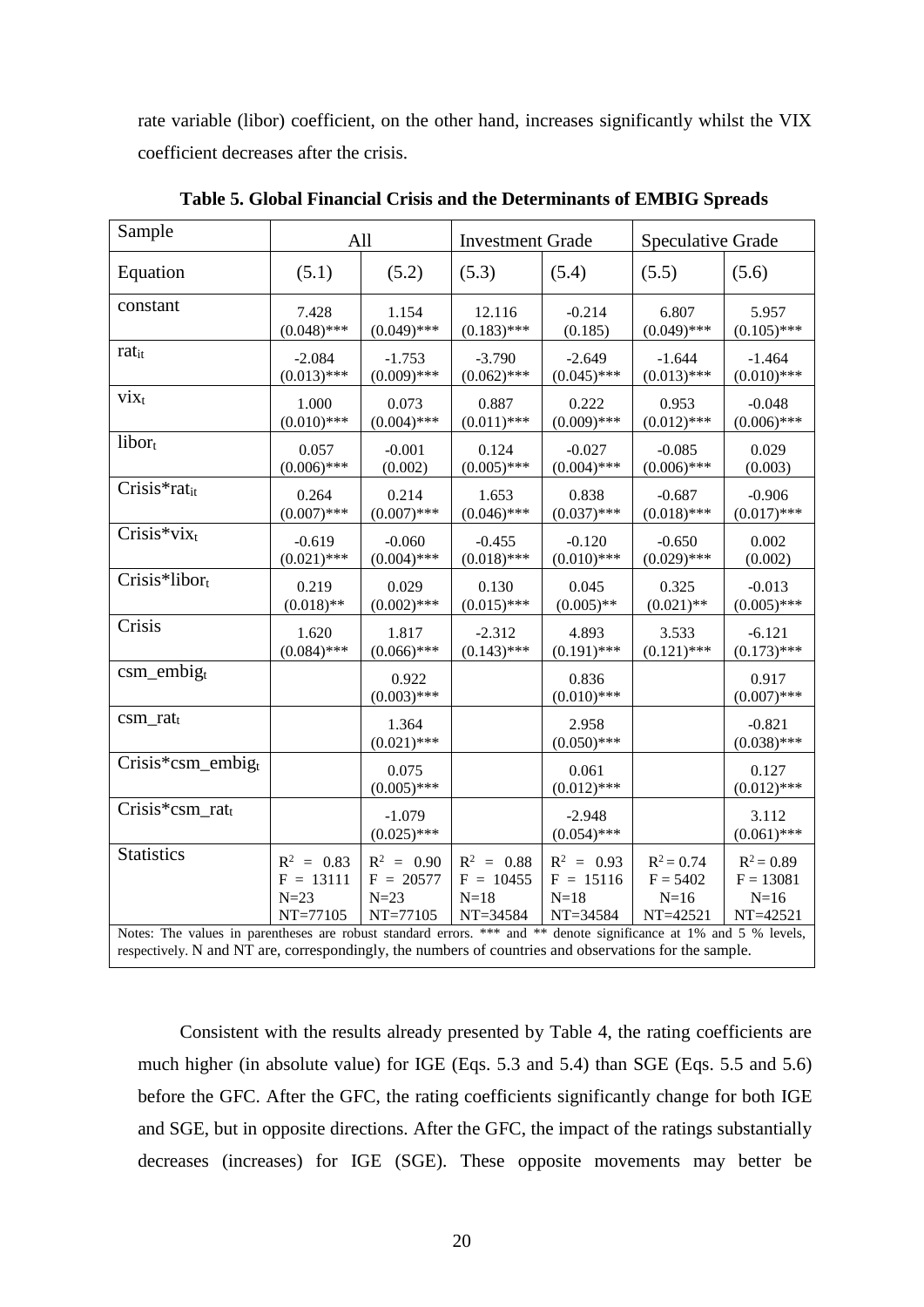rate variable (libor) coefficient, on the other hand, increases significantly whilst the VIX coefficient decreases after the crisis.

**Table 5. Global Financial Crisis and the Determinants of EMBIG Spreads**

| Sample | All | | Investment Grade | | Speculative Grade | |
|---|---|---|---|---|---|---|
| Equation | (5.1) | (5.2) | (5.3) | (5.4) | (5.5) | (5.6) |
| constant | 7.428 (0.048)*** | 1.154 (0.049)*** | 12.116 (0.183)*** | -0.214 (0.185) | 6.807 (0.049)*** | 5.957 (0.105)*** |
| $rat_{it}$ | -2.084 (0.013)*** | -1.753 (0.009)*** | -3.790 (0.062)*** | -2.649 (0.045)*** | -1.644 (0.013)*** | -1.464 (0.010)*** |
| $vix_t$ | 1.000 (0.010)*** | 0.073 (0.004)*** | 0.887 (0.011)*** | 0.222 (0.009)*** | 0.953 (0.012)*** | -0.048 (0.006)*** |
| $libor_t$ | 0.057 (0.006)*** | -0.001 (0.002) | 0.124 (0.005)*** | -0.027 (0.004)*** | -0.085 (0.006)*** | 0.029 (0.003) |
| $Crisis*rat_{it}$ | 0.264 (0.007)*** | 0.214 (0.007)*** | 1.653 (0.046)*** | 0.838 (0.037)*** | -0.687 (0.018)*** | -0.906 (0.017)*** |
| $Crisis*vix_t$ | -0.619 (0.021)*** | -0.060 (0.004)*** | -0.455 (0.018)*** | -0.120 (0.010)*** | -0.650 (0.029)*** | 0.002 (0.002) |
| $Crisis*libor_t$ | 0.219 (0.018)** | 0.029 (0.002)*** | 0.130 (0.015)*** | 0.045 (0.005)** | 0.325 (0.021)** | -0.013 (0.005)*** |
| Crisis | 1.620 (0.084)*** | 1.817 (0.066)*** | -2.312 (0.143)*** | 4.893 (0.191)*** | 3.533 (0.121)*** | -6.121 (0.173)*** |
| $csm\_embig_t$ | | 0.922 (0.003)*** | | 0.836 (0.010)*** | | 0.917 (0.007)*** |
| $csm\_rat_t$ | | 1.364 (0.021)*** | | 2.958 (0.050)*** | | -0.821 (0.038)*** |
| $Crisis*csm\_embig_t$ | | 0.075 (0.005)*** | | 0.061 (0.012)*** | | 0.127 (0.012)*** |
| $Crisis*csm\_rat_t$ | | -1.079 (0.025)*** | | -2.948 (0.054)*** | | 3.112 (0.061)*** |
| Statistics | $R^2$ = 0.83, F = 13111, N=23, NT=77105 | $R^2$ = 0.90, F = 20577, N=23, NT=77105 | $R^2$ = 0.88, F = 10455, N=18, NT=34584 | $R^2$ = 0.93, F = 15116, N=18, NT=34584 | $R^2$ = 0.74, F = 5402, N=16, NT=42521 | $R^2$ = 0.89, F = 13081, N=16, NT=42521 |

Notes: The values in parentheses are robust standard errors. *** and ** denote significance at 1% and 5 % levels, respectively. N and NT are, correspondingly, the numbers of countries and observations for the sample.

Consistent with the results already presented by Table 4, the rating coefficients are much higher (in absolute value) for IGE (Eqs. 5.3 and 5.4) than SGE (Eqs. 5.5 and 5.6) before the GFC. After the GFC, the rating coefficients significantly change for both IGE and SGE, but in opposite directions. After the GFC, the impact of the ratings substantially decreases (increases) for IGE (SGE). These opposite movements may better be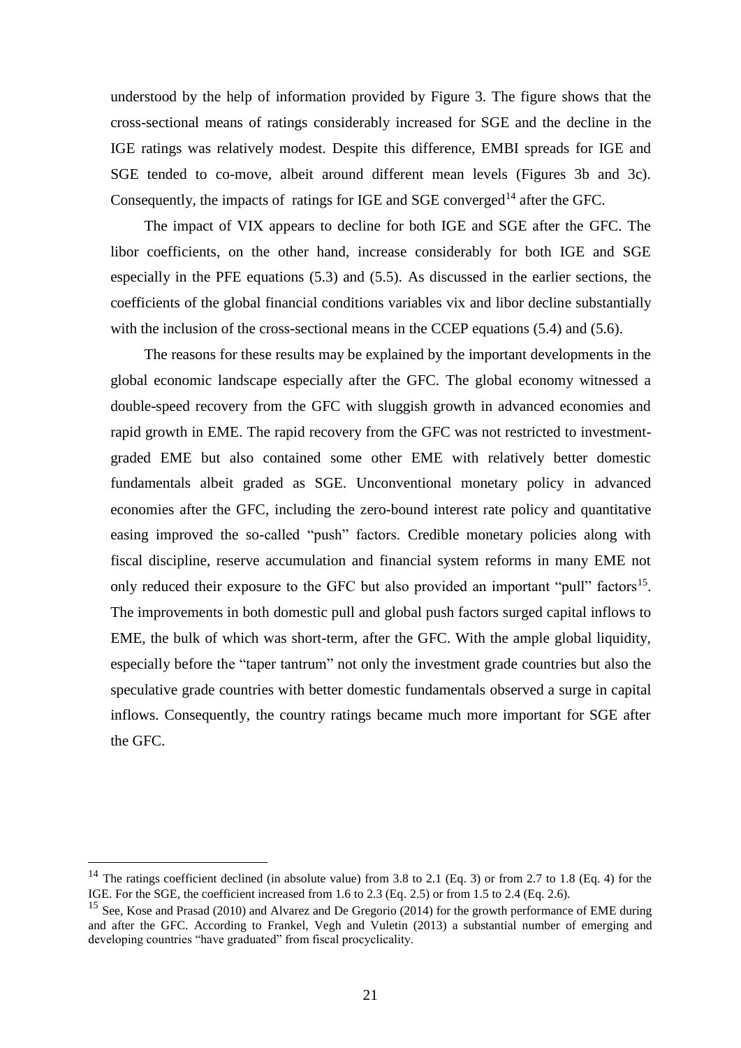understood by the help of information provided by Figure 3. The figure shows that the cross-sectional means of ratings considerably increased for SGE and the decline in the IGE ratings was relatively modest. Despite this difference, EMBI spreads for IGE and SGE tended to co-move, albeit around different mean levels (Figures 3b and 3c). Consequently, the impacts of ratings for IGE and SGE converged[14] after the GFC.

The impact of VIX appears to decline for both IGE and SGE after the GFC. The libor coefficients, on the other hand, increase considerably for both IGE and SGE especially in the PFE equations (5.3) and (5.5). As discussed in the earlier sections, the coefficients of the global financial conditions variables vix and libor decline substantially with the inclusion of the cross-sectional means in the CCEP equations (5.4) and (5.6).

The reasons for these results may be explained by the important developments in the global economic landscape especially after the GFC. The global economy witnessed a double-speed recovery from the GFC with sluggish growth in advanced economies and rapid growth in EME. The rapid recovery from the GFC was not restricted to investment-graded EME but also contained some other EME with relatively better domestic fundamentals albeit graded as SGE. Unconventional monetary policy in advanced economies after the GFC, including the zero-bound interest rate policy and quantitative easing improved the so-called "push" factors. Credible monetary policies along with fiscal discipline, reserve accumulation and financial system reforms in many EME not only reduced their exposure to the GFC but also provided an important "pull" factors[15]. The improvements in both domestic pull and global push factors surged capital inflows to EME, the bulk of which was short-term, after the GFC. With the ample global liquidity, especially before the "taper tantrum" not only the investment grade countries but also the speculative grade countries with better domestic fundamentals observed a surge in capital inflows. Consequently, the country ratings became much more important for SGE after the GFC.

---

[14] The ratings coefficient declined (in absolute value) from 3.8 to 2.1 (Eq. 3) or from 2.7 to 1.8 (Eq. 4) for the IGE. For the SGE, the coefficient increased from 1.6 to 2.3 (Eq. 2.5) or from 1.5 to 2.4 (Eq. 2.6).

[15] See, Kose and Prasad (2010) and Alvarez and De Gregorio (2014) for the growth performance of EME during and after the GFC. According to Frankel, Vegh and Vuletin (2013) a substantial number of emerging and developing countries "have graduated" from fiscal procyclicality.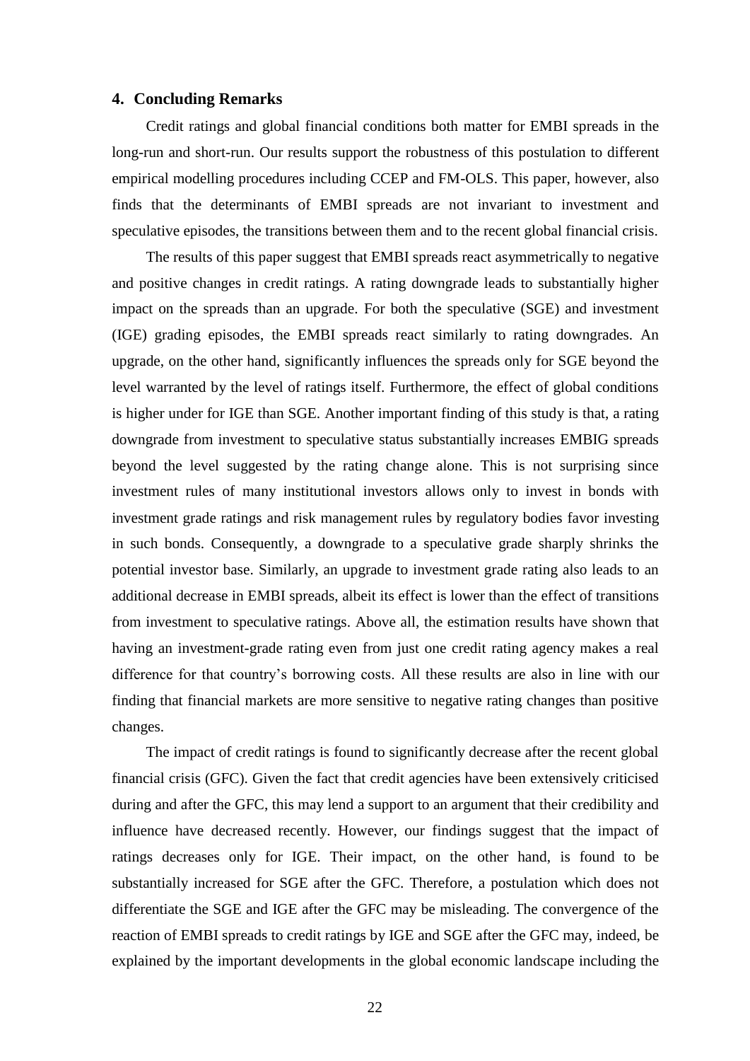## 4. Concluding Remarks

Credit ratings and global financial conditions both matter for EMBI spreads in the long-run and short-run. Our results support the robustness of this postulation to different empirical modelling procedures including CCEP and FM-OLS. This paper, however, also finds that the determinants of EMBI spreads are not invariant to investment and speculative episodes, the transitions between them and to the recent global financial crisis.

The results of this paper suggest that EMBI spreads react asymmetrically to negative and positive changes in credit ratings. A rating downgrade leads to substantially higher impact on the spreads than an upgrade. For both the speculative (SGE) and investment (IGE) grading episodes, the EMBI spreads react similarly to rating downgrades. An upgrade, on the other hand, significantly influences the spreads only for SGE beyond the level warranted by the level of ratings itself. Furthermore, the effect of global conditions is higher under for IGE than SGE. Another important finding of this study is that, a rating downgrade from investment to speculative status substantially increases EMBIG spreads beyond the level suggested by the rating change alone. This is not surprising since investment rules of many institutional investors allows only to invest in bonds with investment grade ratings and risk management rules by regulatory bodies favor investing in such bonds. Consequently, a downgrade to a speculative grade sharply shrinks the potential investor base. Similarly, an upgrade to investment grade rating also leads to an additional decrease in EMBI spreads, albeit its effect is lower than the effect of transitions from investment to speculative ratings. Above all, the estimation results have shown that having an investment-grade rating even from just one credit rating agency makes a real difference for that country's borrowing costs. All these results are also in line with our finding that financial markets are more sensitive to negative rating changes than positive changes.

The impact of credit ratings is found to significantly decrease after the recent global financial crisis (GFC). Given the fact that credit agencies have been extensively criticised during and after the GFC, this may lend a support to an argument that their credibility and influence have decreased recently. However, our findings suggest that the impact of ratings decreases only for IGE. Their impact, on the other hand, is found to be substantially increased for SGE after the GFC. Therefore, a postulation which does not differentiate the SGE and IGE after the GFC may be misleading. The convergence of the reaction of EMBI spreads to credit ratings by IGE and SGE after the GFC may, indeed, be explained by the important developments in the global economic landscape including the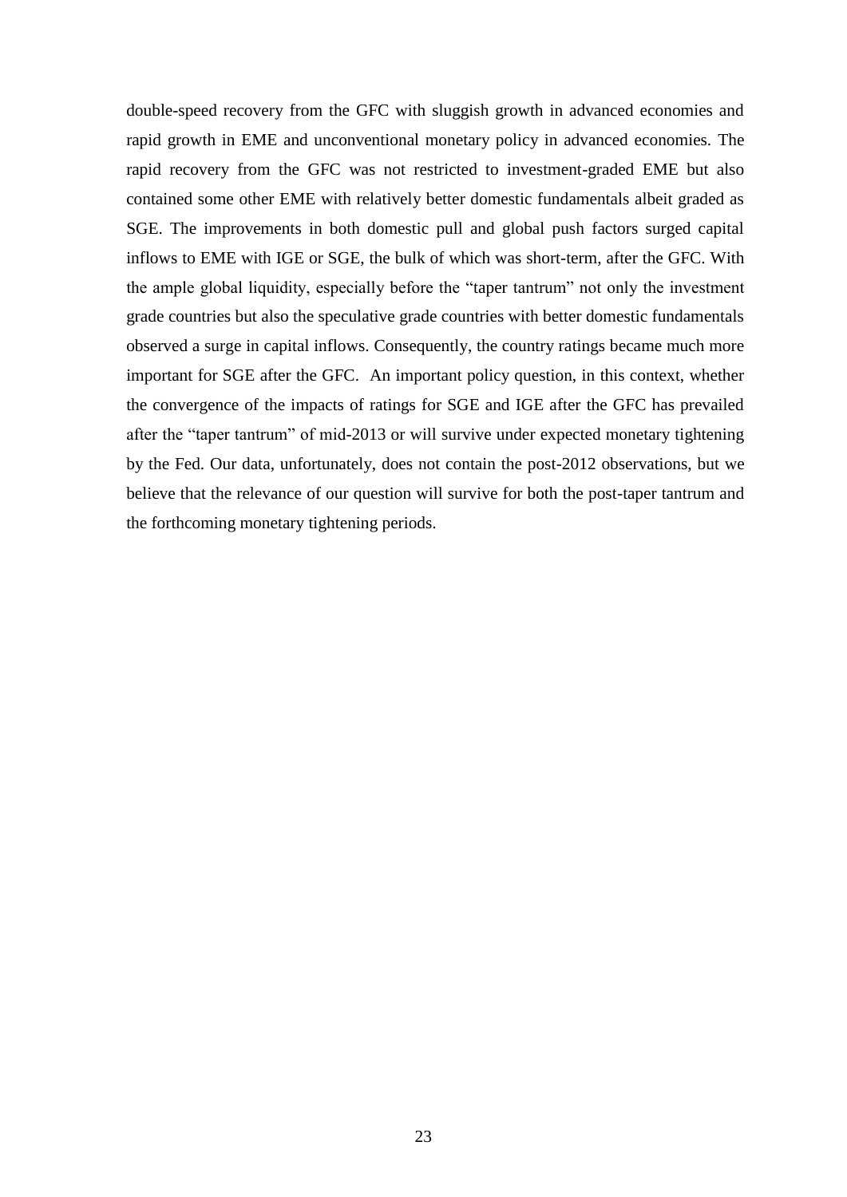double-speed recovery from the GFC with sluggish growth in advanced economies and rapid growth in EME and unconventional monetary policy in advanced economies. The rapid recovery from the GFC was not restricted to investment-graded EME but also contained some other EME with relatively better domestic fundamentals albeit graded as SGE. The improvements in both domestic pull and global push factors surged capital inflows to EME with IGE or SGE, the bulk of which was short-term, after the GFC. With the ample global liquidity, especially before the "taper tantrum" not only the investment grade countries but also the speculative grade countries with better domestic fundamentals observed a surge in capital inflows. Consequently, the country ratings became much more important for SGE after the GFC. An important policy question, in this context, whether the convergence of the impacts of ratings for SGE and IGE after the GFC has prevailed after the "taper tantrum" of mid-2013 or will survive under expected monetary tightening by the Fed. Our data, unfortunately, does not contain the post-2012 observations, but we believe that the relevance of our question will survive for both the post-taper tantrum and the forthcoming monetary tightening periods.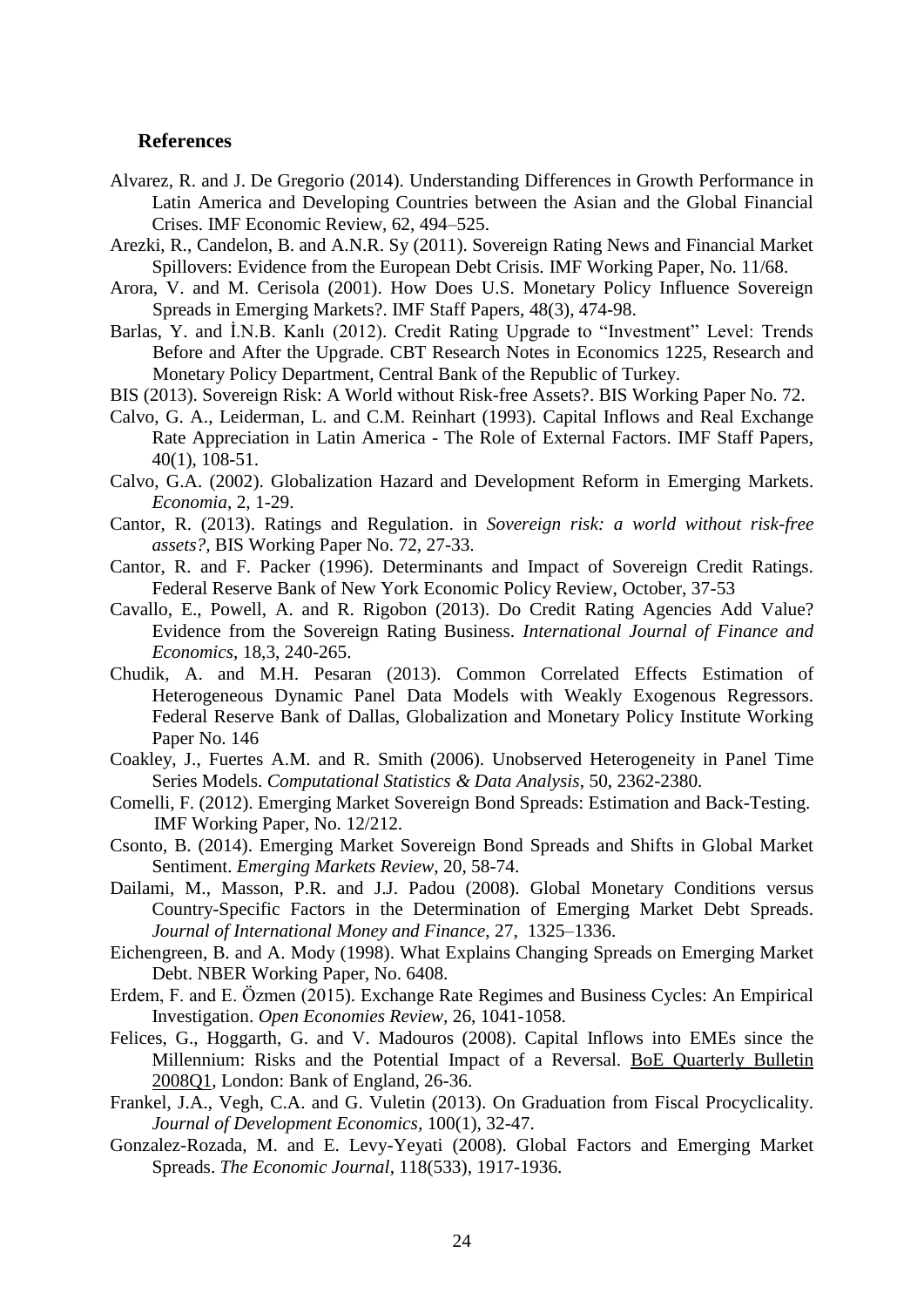## References

Alvarez, R. and J. De Gregorio (2014). Understanding Differences in Growth Performance in Latin America and Developing Countries between the Asian and the Global Financial Crises. IMF Economic Review, 62, 494–525.

Arezki, R., Candelon, B. and A.N.R. Sy (2011). Sovereign Rating News and Financial Market Spillovers: Evidence from the European Debt Crisis. IMF Working Paper, No. 11/68.

Arora, V. and M. Cerisola (2001). How Does U.S. Monetary Policy Influence Sovereign Spreads in Emerging Markets?. IMF Staff Papers, 48(3), 474-98.

Barlas, Y. and İ.N.B. Kanlı (2012). Credit Rating Upgrade to "Investment" Level: Trends Before and After the Upgrade. CBT Research Notes in Economics 1225, Research and Monetary Policy Department, Central Bank of the Republic of Turkey.

BIS (2013). Sovereign Risk: A World without Risk-free Assets?. BIS Working Paper No. 72.

Calvo, G. A., Leiderman, L. and C.M. Reinhart (1993). Capital Inflows and Real Exchange Rate Appreciation in Latin America - The Role of External Factors. IMF Staff Papers, 40(1), 108-51.

Calvo, G.A. (2002). Globalization Hazard and Development Reform in Emerging Markets. *Economia*, 2, 1-29.

Cantor, R. (2013). Ratings and Regulation. in *Sovereign risk: a world without risk-free assets?*, BIS Working Paper No. 72, 27-33.

Cantor, R. and F. Packer (1996). Determinants and Impact of Sovereign Credit Ratings. Federal Reserve Bank of New York Economic Policy Review, October, 37-53

Cavallo, E., Powell, A. and R. Rigobon (2013). Do Credit Rating Agencies Add Value? Evidence from the Sovereign Rating Business. *International Journal of Finance and Economics*, 18,3, 240-265.

Chudik, A. and M.H. Pesaran (2013). Common Correlated Effects Estimation of Heterogeneous Dynamic Panel Data Models with Weakly Exogenous Regressors. Federal Reserve Bank of Dallas, Globalization and Monetary Policy Institute Working Paper No. 146

Coakley, J., Fuertes A.M. and R. Smith (2006). Unobserved Heterogeneity in Panel Time Series Models. *Computational Statistics & Data Analysis*, 50, 2362-2380.

Comelli, F. (2012). Emerging Market Sovereign Bond Spreads: Estimation and Back-Testing. IMF Working Paper, No. 12/212.

Csonto, B. (2014). Emerging Market Sovereign Bond Spreads and Shifts in Global Market Sentiment. *Emerging Markets Review*, 20, 58-74.

Dailami, M., Masson, P.R. and J.J. Padou (2008). Global Monetary Conditions versus Country-Specific Factors in the Determination of Emerging Market Debt Spreads. *Journal of International Money and Finance*, 27, 1325–1336.

Eichengreen, B. and A. Mody (1998). What Explains Changing Spreads on Emerging Market Debt. NBER Working Paper, No. 6408.

Erdem, F. and E. Özmen (2015). Exchange Rate Regimes and Business Cycles: An Empirical Investigation. *Open Economies Review*, 26, 1041-1058.

Felices, G., Hoggarth, G. and V. Madouros (2008). Capital Inflows into EMEs since the Millennium: Risks and the Potential Impact of a Reversal. BoE Quarterly Bulletin 2008Q1, London: Bank of England, 26-36.

Frankel, J.A., Vegh, C.A. and G. Vuletin (2013). On Graduation from Fiscal Procyclicality. *Journal of Development Economics*, 100(1), 32-47.

Gonzalez-Rozada, M. and E. Levy-Yeyati (2008). Global Factors and Emerging Market Spreads. *The Economic Journal*, 118(533), 1917-1936.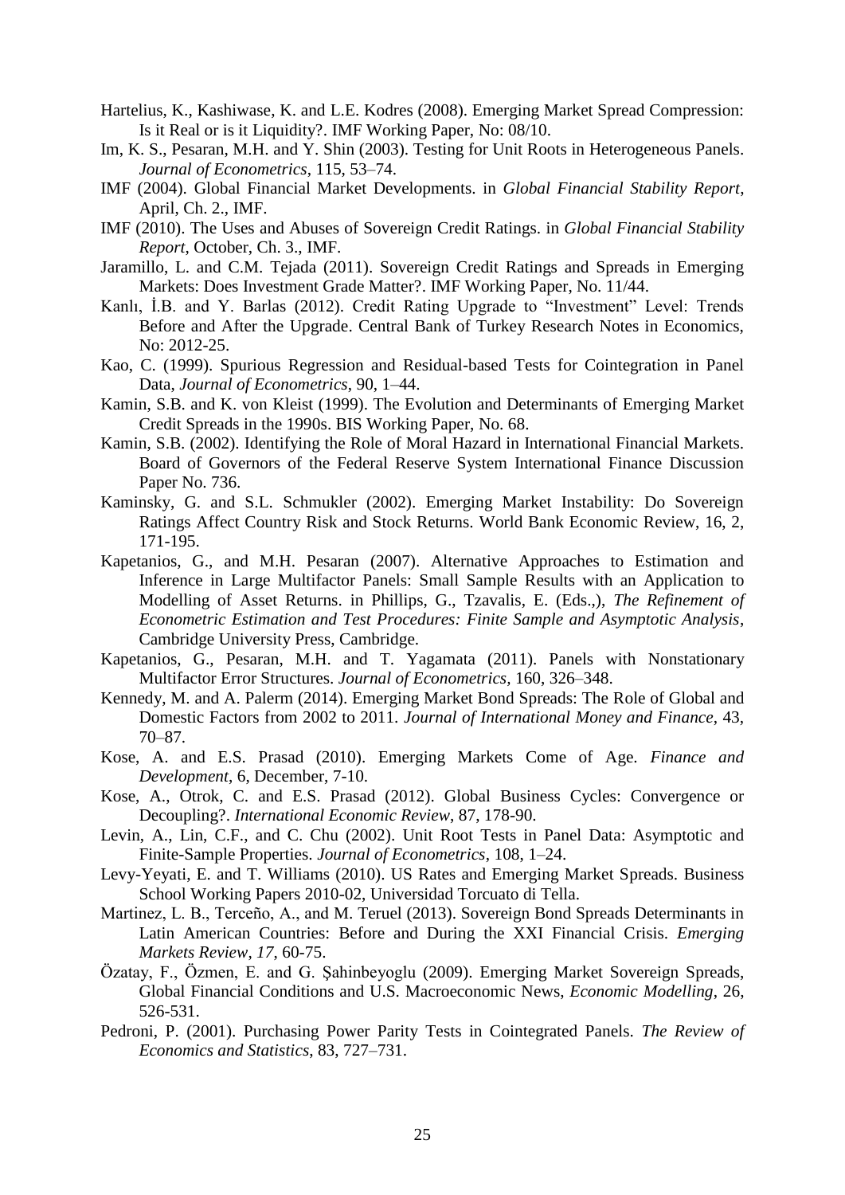Hartelius, K., Kashiwase, K. and L.E. Kodres (2008). Emerging Market Spread Compression: Is it Real or is it Liquidity?. IMF Working Paper, No: 08/10.

Im, K. S., Pesaran, M.H. and Y. Shin (2003). Testing for Unit Roots in Heterogeneous Panels. *Journal of Econometrics*, 115, 53–74.

IMF (2004). Global Financial Market Developments. in *Global Financial Stability Report*, April, Ch. 2., IMF.

IMF (2010). The Uses and Abuses of Sovereign Credit Ratings. in *Global Financial Stability Report*, October, Ch. 3., IMF.

Jaramillo, L. and C.M. Tejada (2011). Sovereign Credit Ratings and Spreads in Emerging Markets: Does Investment Grade Matter?. IMF Working Paper, No. 11/44.

Kanlı, İ.B. and Y. Barlas (2012). Credit Rating Upgrade to "Investment" Level: Trends Before and After the Upgrade. Central Bank of Turkey Research Notes in Economics, No: 2012-25.

Kao, C. (1999). Spurious Regression and Residual-based Tests for Cointegration in Panel Data, *Journal of Econometrics*, 90, 1–44.

Kamin, S.B. and K. von Kleist (1999). The Evolution and Determinants of Emerging Market Credit Spreads in the 1990s. BIS Working Paper, No. 68.

Kamin, S.B. (2002). Identifying the Role of Moral Hazard in International Financial Markets. Board of Governors of the Federal Reserve System International Finance Discussion Paper No. 736.

Kaminsky, G. and S.L. Schmukler (2002). Emerging Market Instability: Do Sovereign Ratings Affect Country Risk and Stock Returns. World Bank Economic Review, 16, 2, 171-195.

Kapetanios, G., and M.H. Pesaran (2007). Alternative Approaches to Estimation and Inference in Large Multifactor Panels: Small Sample Results with an Application to Modelling of Asset Returns. in Phillips, G., Tzavalis, E. (Eds.,), *The Refinement of Econometric Estimation and Test Procedures: Finite Sample and Asymptotic Analysis*, Cambridge University Press, Cambridge.

Kapetanios, G., Pesaran, M.H. and T. Yagamata (2011). Panels with Nonstationary Multifactor Error Structures. *Journal of Econometrics*, 160, 326–348.

Kennedy, M. and A. Palerm (2014). Emerging Market Bond Spreads: The Role of Global and Domestic Factors from 2002 to 2011. *Journal of International Money and Finance*, 43, 70–87.

Kose, A. and E.S. Prasad (2010). Emerging Markets Come of Age. *Finance and Development*, 6, December, 7-10.

Kose, A., Otrok, C. and E.S. Prasad (2012). Global Business Cycles: Convergence or Decoupling?. *International Economic Review*, 87, 178-90.

Levin, A., Lin, C.F., and C. Chu (2002). Unit Root Tests in Panel Data: Asymptotic and Finite-Sample Properties. *Journal of Econometrics*, 108, 1–24.

Levy-Yeyati, E. and T. Williams (2010). US Rates and Emerging Market Spreads. Business School Working Papers 2010-02, Universidad Torcuato di Tella.

Martinez, L. B., Terceño, A., and M. Teruel (2013). Sovereign Bond Spreads Determinants in Latin American Countries: Before and During the XXI Financial Crisis. *Emerging Markets Review*, *17*, 60-75.

Özatay, F., Özmen, E. and G. Şahinbeyoglu (2009). Emerging Market Sovereign Spreads, Global Financial Conditions and U.S. Macroeconomic News, *Economic Modelling*, 26, 526-531.

Pedroni, P. (2001). Purchasing Power Parity Tests in Cointegrated Panels. *The Review of Economics and Statistics*, 83, 727–731.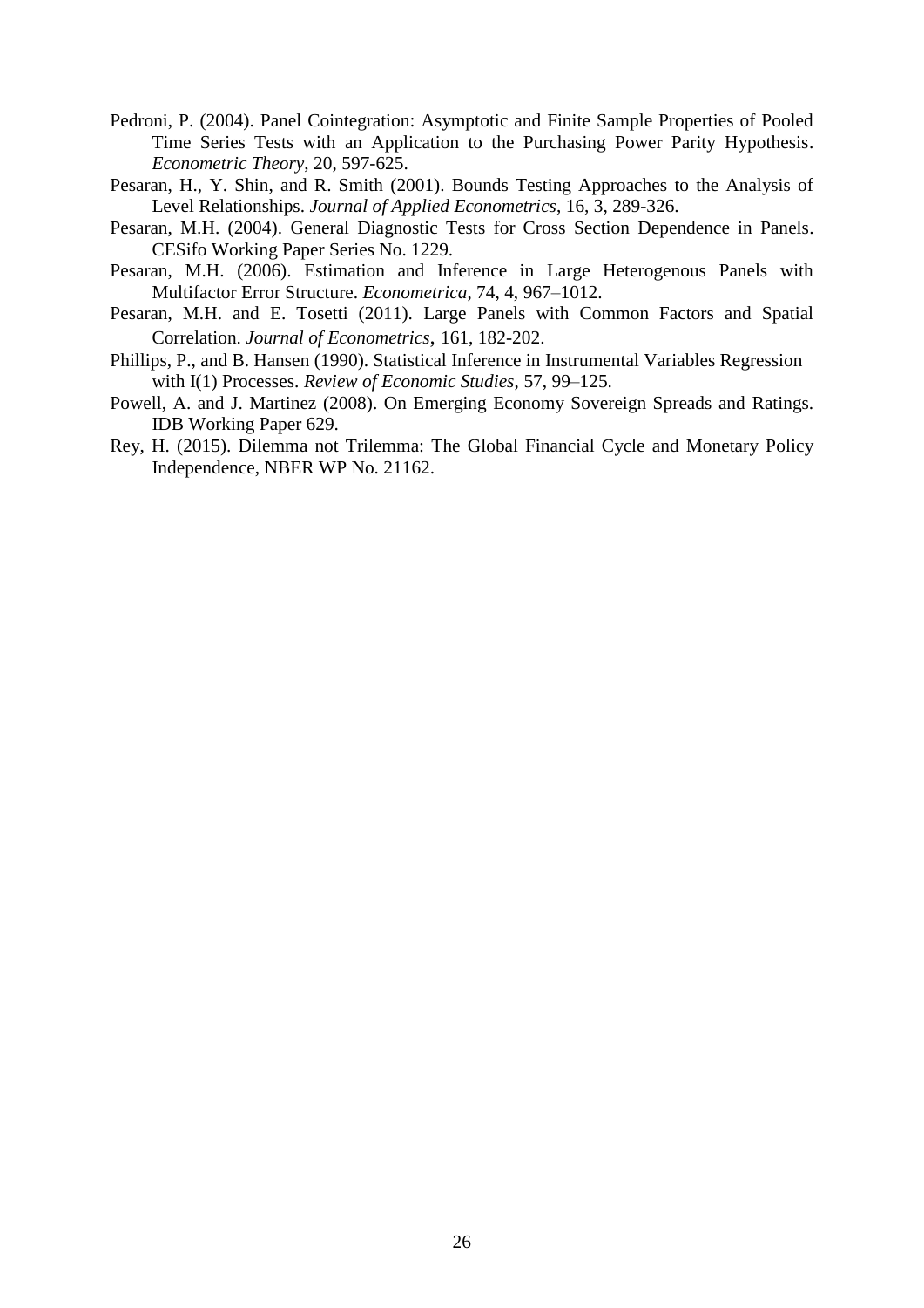Pedroni, P. (2004). Panel Cointegration: Asymptotic and Finite Sample Properties of Pooled Time Series Tests with an Application to the Purchasing Power Parity Hypothesis. *Econometric Theory*, 20, 597-625.

Pesaran, H., Y. Shin, and R. Smith (2001). Bounds Testing Approaches to the Analysis of Level Relationships. *Journal of Applied Econometrics*, 16, 3, 289-326.

Pesaran, M.H. (2004). General Diagnostic Tests for Cross Section Dependence in Panels. CESifo Working Paper Series No. 1229.

Pesaran, M.H. (2006). Estimation and Inference in Large Heterogenous Panels with Multifactor Error Structure. *Econometrica*, 74, 4, 967–1012.

Pesaran, M.H. and E. Tosetti (2011). Large Panels with Common Factors and Spatial Correlation. *Journal of Econometrics*, 161, 182-202.

Phillips, P., and B. Hansen (1990). Statistical Inference in Instrumental Variables Regression with I(1) Processes. *Review of Economic Studies*, 57, 99–125.

Powell, A. and J. Martinez (2008). On Emerging Economy Sovereign Spreads and Ratings. IDB Working Paper 629.

Rey, H. (2015). Dilemma not Trilemma: The Global Financial Cycle and Monetary Policy Independence, NBER WP No. 21162.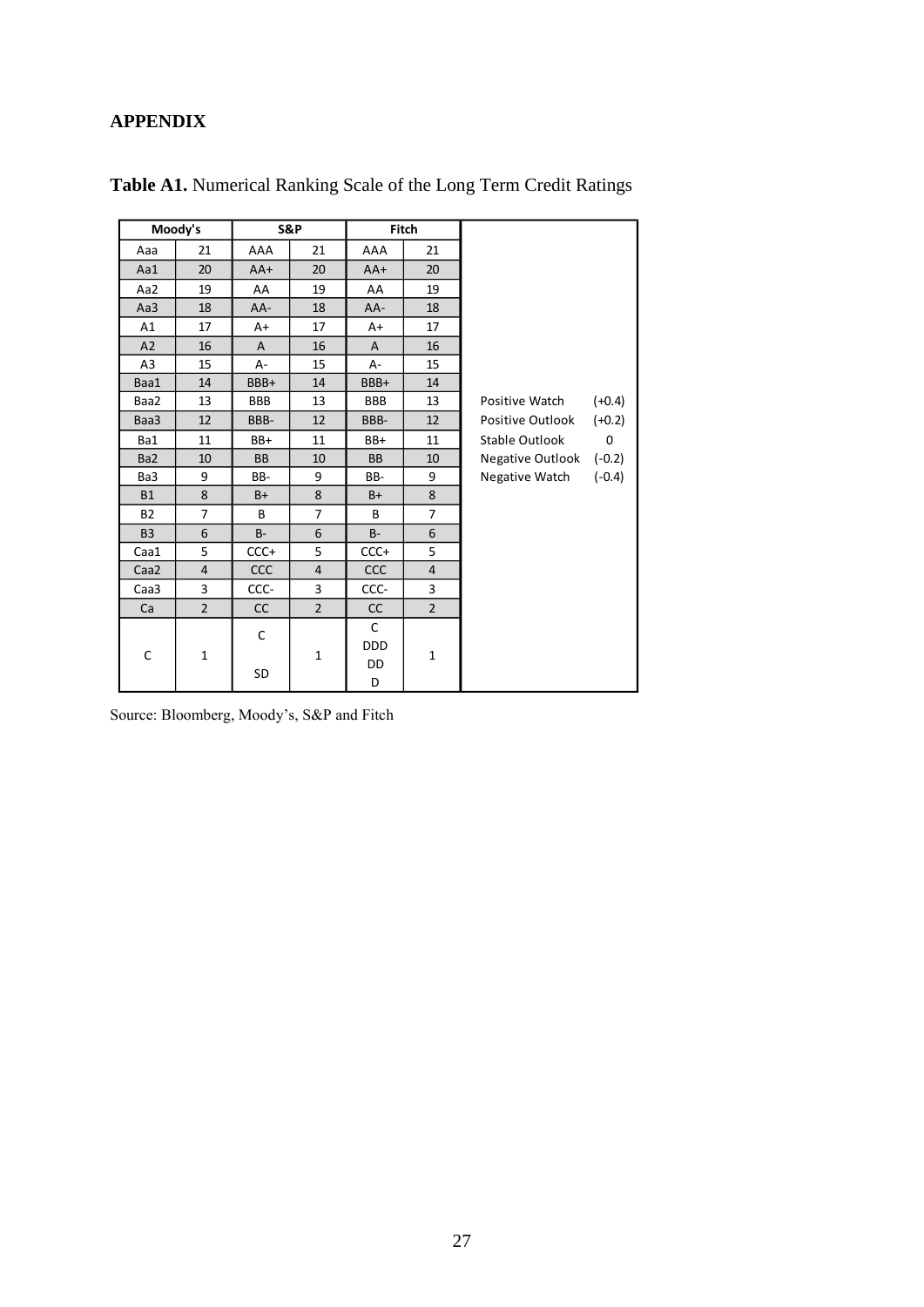## APPENDIX

**Table A1.** Numerical Ranking Scale of the Long Term Credit Ratings

| Moody's | | S&P | | Fitch | | | |
|---|---|---|---|---|---|---|---|
| Aaa | 21 | AAA | 21 | AAA | 21 | | |
| Aa1 | 20 | AA+ | 20 | AA+ | 20 | | |
| Aa2 | 19 | AA | 19 | AA | 19 | | |
| Aa3 | 18 | AA- | 18 | AA- | 18 | | |
| A1 | 17 | A+ | 17 | A+ | 17 | | |
| A2 | 16 | A | 16 | A | 16 | | |
| A3 | 15 | A- | 15 | A- | 15 | | |
| Baa1 | 14 | BBB+ | 14 | BBB+ | 14 | | |
| Baa2 | 13 | BBB | 13 | BBB | 13 | Positive Watch | (+0.4) |
| Baa3 | 12 | BBB- | 12 | BBB- | 12 | Positive Outlook | (+0.2) |
| Ba1 | 11 | BB+ | 11 | BB+ | 11 | Stable Outlook | 0 |
| Ba2 | 10 | BB | 10 | BB | 10 | Negative Outlook | (-0.2) |
| Ba3 | 9 | BB- | 9 | BB- | 9 | Negative Watch | (-0.4) |
| B1 | 8 | B+ | 8 | B+ | 8 | | |
| B2 | 7 | B | 7 | B | 7 | | |
| B3 | 6 | B- | 6 | B- | 6 | | |
| Caa1 | 5 | CCC+ | 5 | CCC+ | 5 | | |
| Caa2 | 4 | CCC | 4 | CCC | 4 | | |
| Caa3 | 3 | CCC- | 3 | CCC- | 3 | | |
| Ca | 2 | CC | 2 | CC | 2 | | |
| C | 1 | C<br>SD | 1 | C<br>DDD<br>DD<br>D | 1 | | |

Source: Bloomberg, Moody's, S&P and Fitch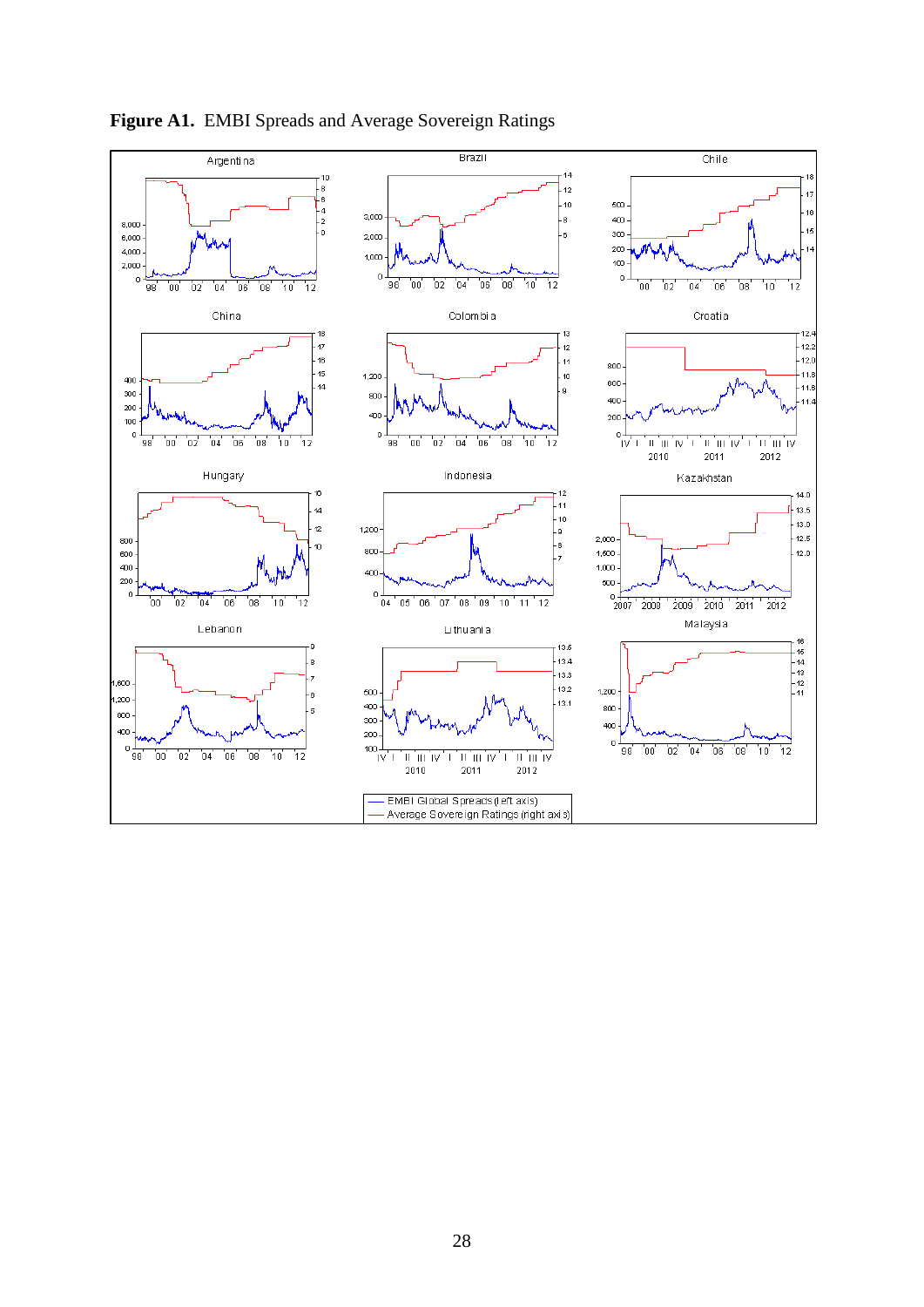**Figure A1.** EMBI Spreads and Average Sovereign Ratings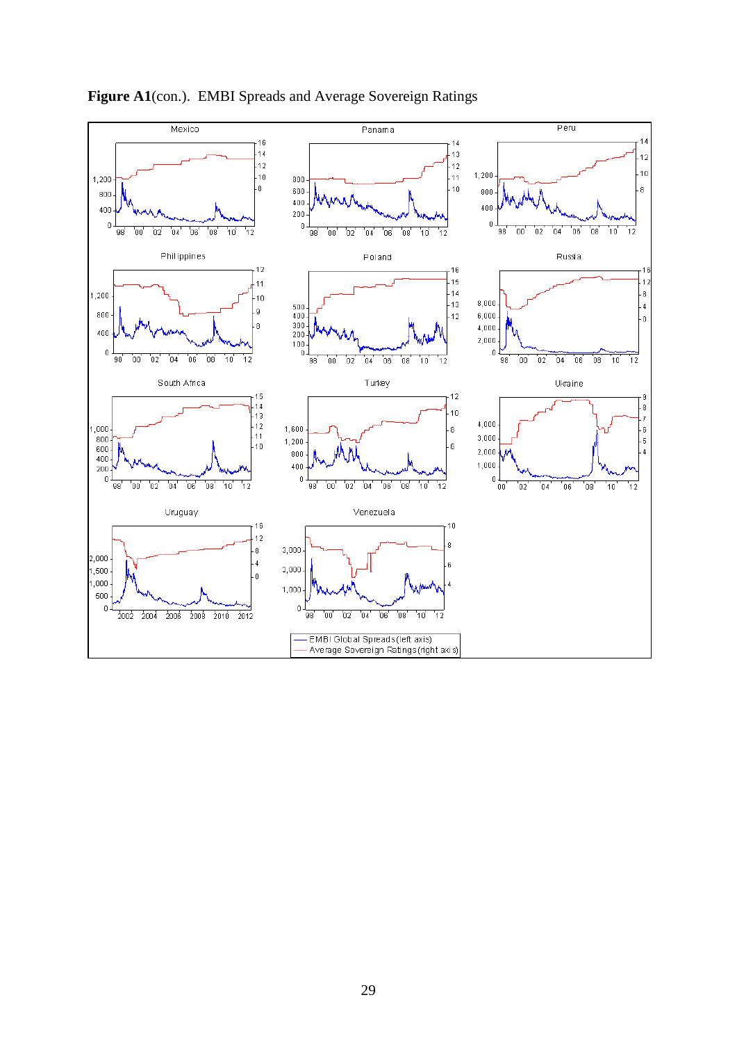**Figure A1**(con.). EMBI Spreads and Average Sovereign Ratings

Mexico

Panama

Peru

Philippines

Poland

Russia

South Africa

Turkey

Ukraine

Uruguay

Venezuela

EMBI Global Spreads (left axis)
Average Sovereign Ratings (right axis)